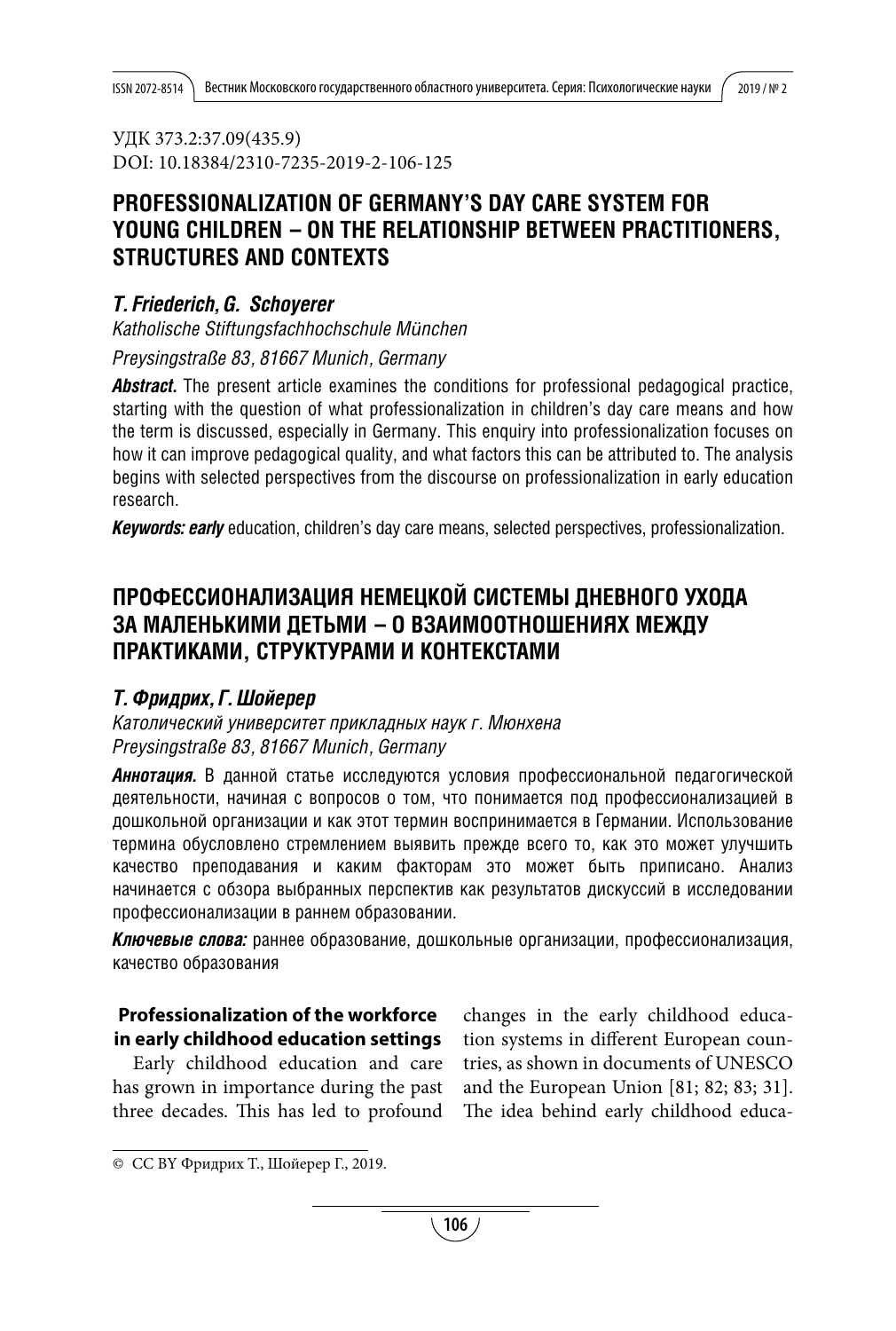УДК 373.2:37.09(435.9)
DOI: 10.18384/2310-7235-2019-2-106-125

# PROFESSIONALIZATION OF GERMANY'S DAY CARE SYSTEM FOR YOUNG CHILDREN – ON THE RELATIONSHIP BETWEEN PRACTITIONERS, STRUCTURES AND CONTEXTS

***T. Friederich, G. Schoyerer***

*Katholische Stiftungsfachhochschule München*

*Preysingstraße 83, 81667 Munich, Germany*

***Abstract.*** The present article examines the conditions for professional pedagogical practice, starting with the question of what professionalization in children's day care means and how the term is discussed, especially in Germany. This enquiry into professionalization focuses on how it can improve pedagogical quality, and what factors this can be attributed to. The analysis begins with selected perspectives from the discourse on professionalization in early education research.

***Keywords: early*** education, children's day care means, selected perspectives, professionalization.

# ПРОФЕССИОНАЛИЗАЦИЯ НЕМЕЦКОЙ СИСТЕМЫ ДНЕВНОГО УХОДА ЗА МАЛЕНЬКИМИ ДЕТЬМИ – О ВЗАИМООТНОШЕНИЯХ МЕЖДУ ПРАКТИКАМИ, СТРУКТУРАМИ И КОНТЕКСТАМИ

***Т. Фридрих, Г. Шойерер***

*Католический университет прикладных наук г. Мюнхена*

*Preysingstraße 83, 81667 Munich, Germany*

***Аннотация.*** В данной статье исследуются условия профессиональной педагогической деятельности, начиная с вопросов о том, что понимается под профессионализацией в дошкольной организации и как этот термин воспринимается в Германии. Использование термина обусловлено стремлением выявить прежде всего то, как это может улучшить качество преподавания и каким факторам это может быть приписано. Анализ начинается с обзора выбранных перспектив как результатов дискуссий в исследовании профессионализации в раннем образовании.

***Ключевые слова:*** раннее образование, дошкольные организации, профессионализация, качество образования

## Professionalization of the workforce in early childhood education settings

Early childhood education and care has grown in importance during the past three decades. This has led to profound changes in the early childhood education systems in different European countries, as shown in documents of UNESCO and the European Union [81; 82; 83; 31]. The idea behind early childhood educa-

© CC BY Фридрих Т., Шойерер Г., 2019.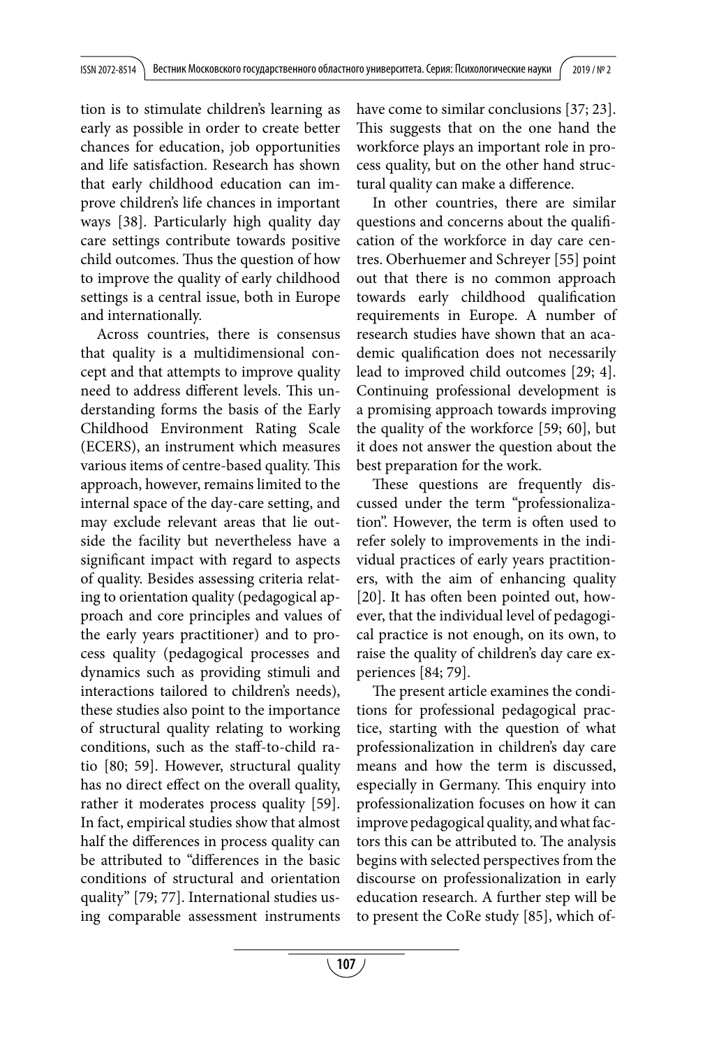tion is to stimulate children's learning as early as possible in order to create better chances for education, job opportunities and life satisfaction. Research has shown that early childhood education can improve children's life chances in important ways [38]. Particularly high quality day care settings contribute towards positive child outcomes. Thus the question of how to improve the quality of early childhood settings is a central issue, both in Europe and internationally.

Across countries, there is consensus that quality is a multidimensional concept and that attempts to improve quality need to address different levels. This understanding forms the basis of the Early Childhood Environment Rating Scale (ECERS), an instrument which measures various items of centre-based quality. This approach, however, remains limited to the internal space of the day-care setting, and may exclude relevant areas that lie outside the facility but nevertheless have a significant impact with regard to aspects of quality. Besides assessing criteria relating to orientation quality (pedagogical approach and core principles and values of the early years practitioner) and to process quality (pedagogical processes and dynamics such as providing stimuli and interactions tailored to children's needs), these studies also point to the importance of structural quality relating to working conditions, such as the staff-to-child ratio [80; 59]. However, structural quality has no direct effect on the overall quality, rather it moderates process quality [59]. In fact, empirical studies show that almost half the differences in process quality can be attributed to "differences in the basic conditions of structural and orientation quality" [79; 77]. International studies using comparable assessment instruments have come to similar conclusions [37; 23]. This suggests that on the one hand the workforce plays an important role in process quality, but on the other hand structural quality can make a difference.

In other countries, there are similar questions and concerns about the qualification of the workforce in day care centres. Oberhuemer and Schreyer [55] point out that there is no common approach towards early childhood qualification requirements in Europe. A number of research studies have shown that an academic qualification does not necessarily lead to improved child outcomes [29; 4]. Continuing professional development is a promising approach towards improving the quality of the workforce [59; 60], but it does not answer the question about the best preparation for the work.

These questions are frequently discussed under the term "professionalization". However, the term is often used to refer solely to improvements in the individual practices of early years practitioners, with the aim of enhancing quality [20]. It has often been pointed out, however, that the individual level of pedagogical practice is not enough, on its own, to raise the quality of children's day care experiences [84; 79].

The present article examines the conditions for professional pedagogical practice, starting with the question of what professionalization in children's day care means and how the term is discussed, especially in Germany. This enquiry into professionalization focuses on how it can improve pedagogical quality, and what factors this can be attributed to. The analysis begins with selected perspectives from the discourse on professionalization in early education research. A further step will be to present the CoRe study [85], which of-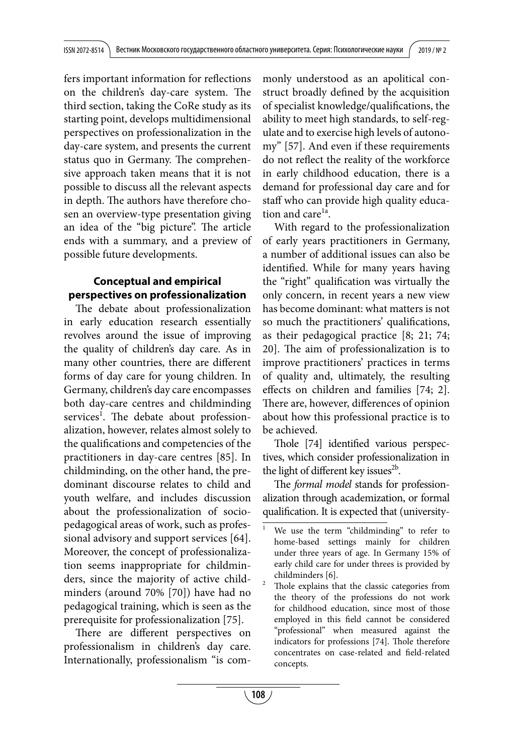fers important information for reflections on the children's day-care system. The third section, taking the CoRe study as its starting point, develops multidimensional perspectives on professionalization in the day-care system, and presents the current status quo in Germany. The comprehensive approach taken means that it is not possible to discuss all the relevant aspects in depth. The authors have therefore chosen an overview-type presentation giving an idea of the "big picture". The article ends with a summary, and a preview of possible future developments.

## Conceptual and empirical perspectives on professionalization

The debate about professionalization in early education research essentially revolves around the issue of improving the quality of children's day care. As in many other countries, there are different forms of day care for young children. In Germany, children's day care encompasses both day-care centres and childminding services[1]. The debate about professionalization, however, relates almost solely to the qualifications and competencies of the practitioners in day-care centres [85]. In childminding, on the other hand, the predominant discourse relates to child and youth welfare, and includes discussion about the professionalization of socio-pedagogical areas of work, such as professional advisory and support services [64]. Moreover, the concept of professionalization seems inappropriate for childminders, since the majority of active childminders (around 70% [70]) have had no pedagogical training, which is seen as the prerequisite for professionalization [75].

There are different perspectives on professionalism in children's day care. Internationally, professionalism "is commonly understood as an apolitical construct broadly defined by the acquisition of specialist knowledge/qualifications, the ability to meet high standards, to self-regulate and to exercise high levels of autonomy" [57]. And even if these requirements do not reflect the reality of the workforce in early childhood education, there is a demand for professional day care and for staff who can provide high quality education and care[1a].

With regard to the professionalization of early years practitioners in Germany, a number of additional issues can also be identified. While for many years having the "right" qualification was virtually the only concern, in recent years a new view has become dominant: what matters is not so much the practitioners' qualifications, as their pedagogical practice [8; 21; 74; 20]. The aim of professionalization is to improve practitioners' practices in terms of quality and, ultimately, the resulting effects on children and families [74; 2]. There are, however, differences of opinion about how this professional practice is to be achieved.

Thole [74] identified various perspectives, which consider professionalization in the light of different key issues[2b].

The *formal model* stands for professionalization through academization, or formal qualification. It is expected that (university-

---

[1] We use the term "childminding" to refer to home-based settings mainly for children under three years of age. In Germany 15% of early child care for under threes is provided by childminders [6].

[2] Thole explains that the classic categories from the theory of the professions do not work for childhood education, since most of those employed in this field cannot be considered "professional" when measured against the indicators for professions [74]. Thole therefore concentrates on case-related and field-related concepts.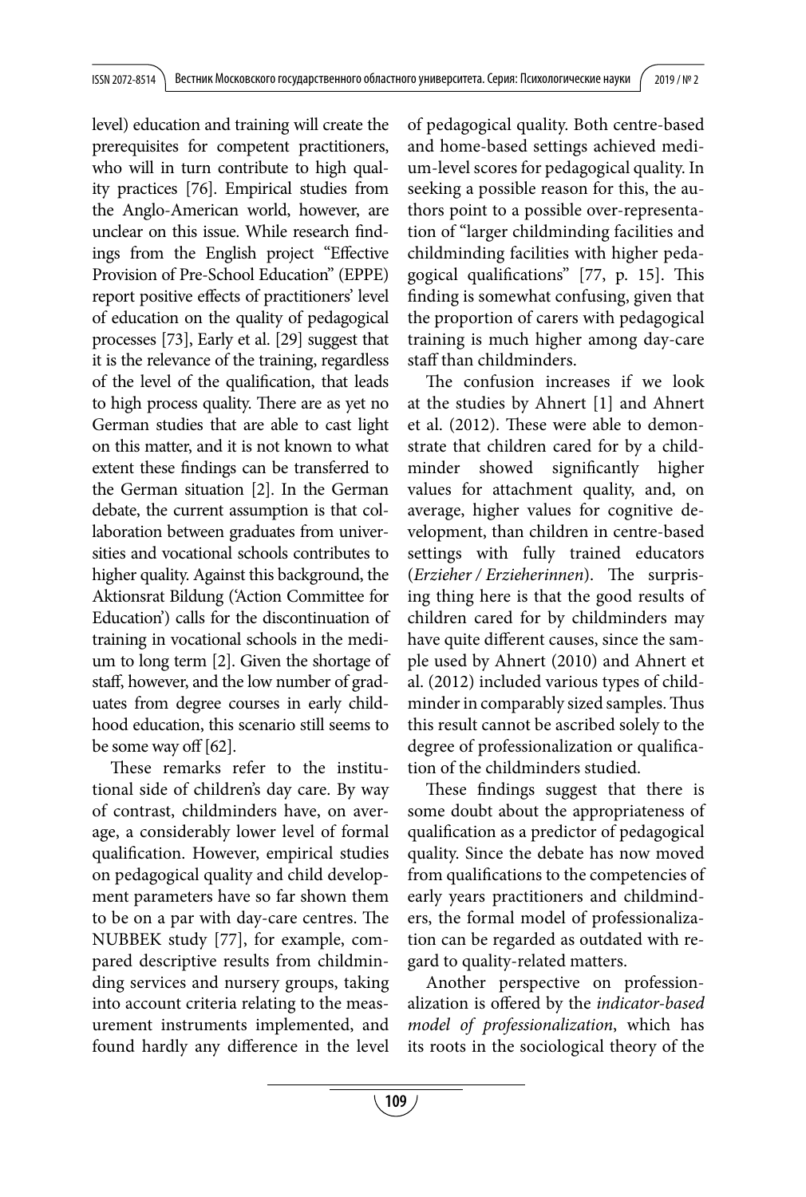level) education and training will create the prerequisites for competent practitioners, who will in turn contribute to high quality practices [76]. Empirical studies from the Anglo-American world, however, are unclear on this issue. While research findings from the English project "Effective Provision of Pre-School Education" (EPPE) report positive effects of practitioners' level of education on the quality of pedagogical processes [73], Early et al. [29] suggest that it is the relevance of the training, regardless of the level of the qualification, that leads to high process quality. There are as yet no German studies that are able to cast light on this matter, and it is not known to what extent these findings can be transferred to the German situation [2]. In the German debate, the current assumption is that collaboration between graduates from universities and vocational schools contributes to higher quality. Against this background, the Aktionsrat Bildung ('Action Committee for Education') calls for the discontinuation of training in vocational schools in the medium to long term [2]. Given the shortage of staff, however, and the low number of graduates from degree courses in early childhood education, this scenario still seems to be some way off [62].

These remarks refer to the institutional side of children's day care. By way of contrast, childminders have, on average, a considerably lower level of formal qualification. However, empirical studies on pedagogical quality and child development parameters have so far shown them to be on a par with day-care centres. The NUBBEK study [77], for example, compared descriptive results from childminding services and nursery groups, taking into account criteria relating to the measurement instruments implemented, and found hardly any difference in the level of pedagogical quality. Both centre-based and home-based settings achieved medium-level scores for pedagogical quality. In seeking a possible reason for this, the authors point to a possible over-representation of "larger childminding facilities and childminding facilities with higher pedagogical qualifications" [77, p. 15]. This finding is somewhat confusing, given that the proportion of carers with pedagogical training is much higher among day-care staff than childminders.

The confusion increases if we look at the studies by Ahnert [1] and Ahnert et al. (2012). These were able to demonstrate that children cared for by a childminder showed significantly higher values for attachment quality, and, on average, higher values for cognitive development, than children in centre-based settings with fully trained educators (*Erzieher / Erzieherinnen*). The surprising thing here is that the good results of children cared for by childminders may have quite different causes, since the sample used by Ahnert (2010) and Ahnert et al. (2012) included various types of childminder in comparably sized samples. Thus this result cannot be ascribed solely to the degree of professionalization or qualification of the childminders studied.

These findings suggest that there is some doubt about the appropriateness of qualification as a predictor of pedagogical quality. Since the debate has now moved from qualifications to the competencies of early years practitioners and childminders, the formal model of professionalization can be regarded as outdated with regard to quality-related matters.

Another perspective on professionalization is offered by the *indicator-based model of professionalization*, which has its roots in the sociological theory of the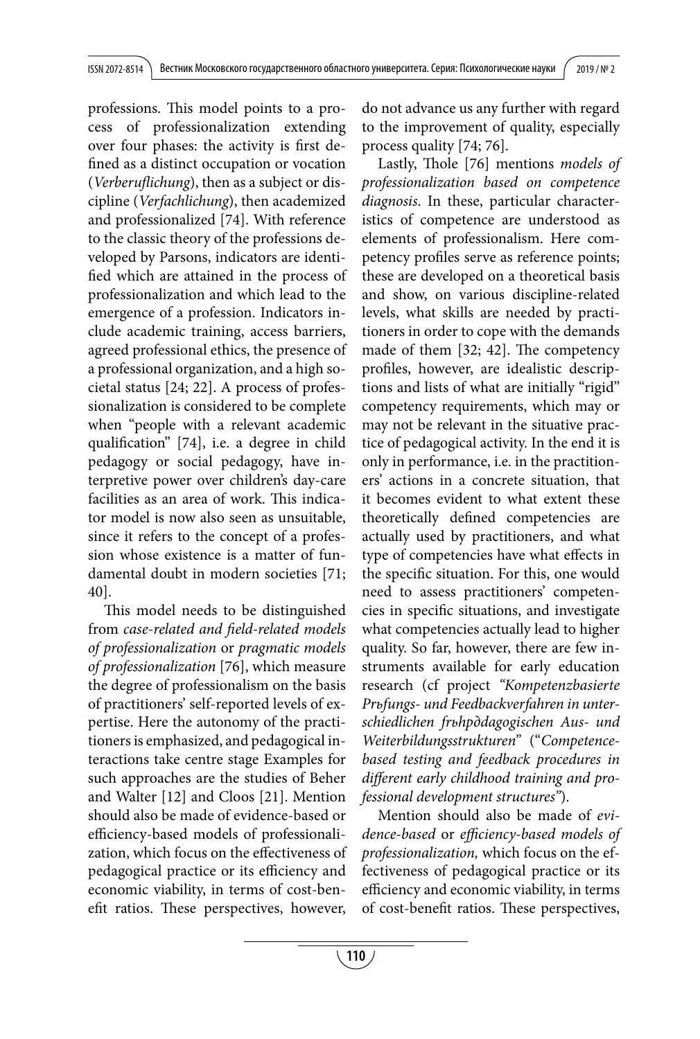professions. This model points to a process of professionalization extending over four phases: the activity is first defined as a distinct occupation or vocation (*Verberuflichung*), then as a subject or discipline (*Verfachlichung*), then academized and professionalized [74]. With reference to the classic theory of the professions developed by Parsons, indicators are identified which are attained in the process of professionalization and which lead to the emergence of a profession. Indicators include academic training, access barriers, agreed professional ethics, the presence of a professional organization, and a high societal status [24; 22]. A process of professionalization is considered to be complete when "people with a relevant academic qualification" [74], i.e. a degree in child pedagogy or social pedagogy, have interpretive power over children's day-care facilities as an area of work. This indicator model is now also seen as unsuitable, since it refers to the concept of a profession whose existence is a matter of fundamental doubt in modern societies [71; 40].

This model needs to be distinguished from *case-related and field-related models of professionalization* or *pragmatic models of professionalization* [76], which measure the degree of professionalism on the basis of practitioners' self-reported levels of expertise. Here the autonomy of the practitioners is emphasized, and pedagogical interactions take centre stage Examples for such approaches are the studies of Beher and Walter [12] and Cloos [21]. Mention should also be made of evidence-based or efficiency-based models of professionalization, which focus on the effectiveness of pedagogical practice or its efficiency and economic viability, in terms of cost-benefit ratios. These perspectives, however, do not advance us any further with regard to the improvement of quality, especially process quality [74; 76].

Lastly, Thole [76] mentions *models of professionalization based on competence diagnosis*. In these, particular characteristics of competence are understood as elements of professionalism. Here competency profiles serve as reference points; these are developed on a theoretical basis and show, on various discipline-related levels, what skills are needed by practitioners in order to cope with the demands made of them [32; 42]. The competency profiles, however, are idealistic descriptions and lists of what are initially "rigid" competency requirements, which may or may not be relevant in the situative practice of pedagogical activity. In the end it is only in performance, i.e. in the practitioners' actions in a concrete situation, that it becomes evident to what extent these theoretically defined competencies are actually used by practitioners, and what type of competencies have what effects in the specific situation. For this, one would need to assess practitioners' competencies in specific situations, and investigate what competencies actually lead to higher quality. So far, however, there are few instruments available for early education research (cf project *"Kompetenzbasierte Prьfungs- und Feedbackverfahren in unterschiedlichen frьhpдdagogischen Aus- und Weiterbildungsstrukturen"* ("*Competence-based testing and feedback procedures in different early childhood training and professional development structures"*).

Mention should also be made of *evidence-based* or *efficiency-based models of professionalization,* which focus on the effectiveness of pedagogical practice or its efficiency and economic viability, in terms of cost-benefit ratios. These perspectives,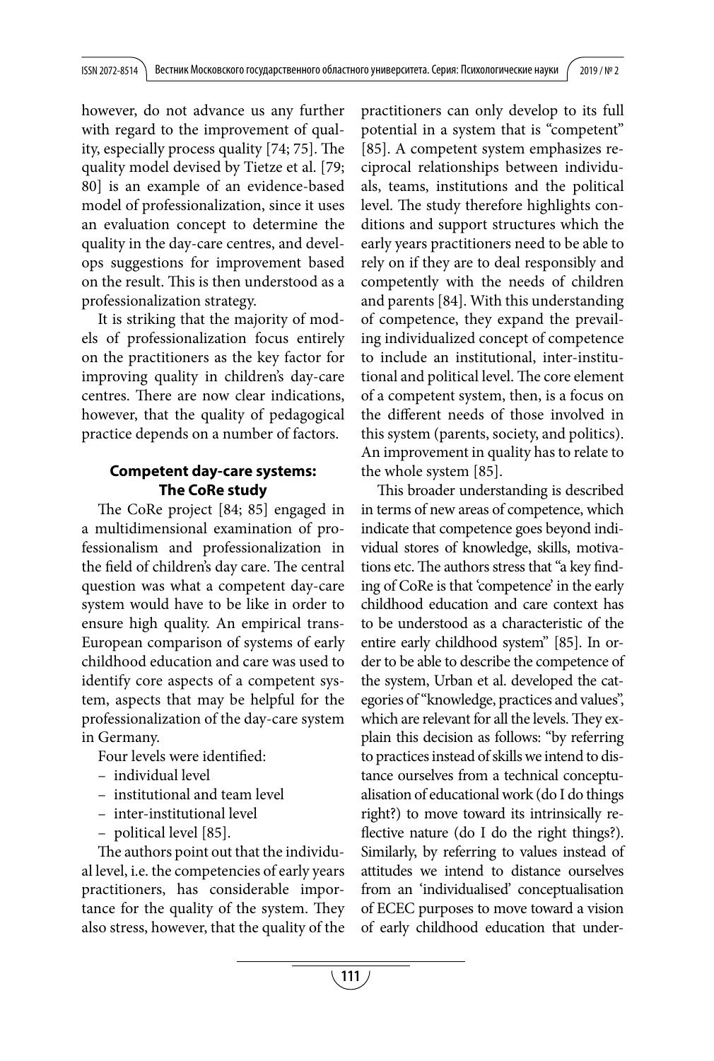however, do not advance us any further with regard to the improvement of quality, especially process quality [74; 75]. The quality model devised by Tietze et al. [79; 80] is an example of an evidence-based model of professionalization, since it uses an evaluation concept to determine the quality in the day-care centres, and develops suggestions for improvement based on the result. This is then understood as a professionalization strategy.

It is striking that the majority of models of professionalization focus entirely on the practitioners as the key factor for improving quality in children's day-care centres. There are now clear indications, however, that the quality of pedagogical practice depends on a number of factors.

## Competent day-care systems: The CoRe study

The CoRe project [84; 85] engaged in a multidimensional examination of professionalism and professionalization in the field of children's day care. The central question was what a competent day-care system would have to be like in order to ensure high quality. An empirical trans-European comparison of systems of early childhood education and care was used to identify core aspects of a competent system, aspects that may be helpful for the professionalization of the day-care system in Germany.

Four levels were identified:

- individual level
- institutional and team level
- inter-institutional level
- political level [85].

The authors point out that the individual level, i.e. the competencies of early years practitioners, has considerable importance for the quality of the system. They also stress, however, that the quality of the practitioners can only develop to its full potential in a system that is "competent" [85]. A competent system emphasizes reciprocal relationships between individuals, teams, institutions and the political level. The study therefore highlights conditions and support structures which the early years practitioners need to be able to rely on if they are to deal responsibly and competently with the needs of children and parents [84]. With this understanding of competence, they expand the prevailing individualized concept of competence to include an institutional, inter-institutional and political level. The core element of a competent system, then, is a focus on the different needs of those involved in this system (parents, society, and politics). An improvement in quality has to relate to the whole system [85].

This broader understanding is described in terms of new areas of competence, which indicate that competence goes beyond individual stores of knowledge, skills, motivations etc. The authors stress that "a key finding of CoRe is that 'competence' in the early childhood education and care context has to be understood as a characteristic of the entire early childhood system" [85]. In order to be able to describe the competence of the system, Urban et al. developed the categories of "knowledge, practices and values", which are relevant for all the levels. They explain this decision as follows: "by referring to practices instead of skills we intend to distance ourselves from a technical conceptualisation of educational work (do I do things right?) to move toward its intrinsically reflective nature (do I do the right things?). Similarly, by referring to values instead of attitudes we intend to distance ourselves from an 'individualised' conceptualisation of ECEC purposes to move toward a vision of early childhood education that under-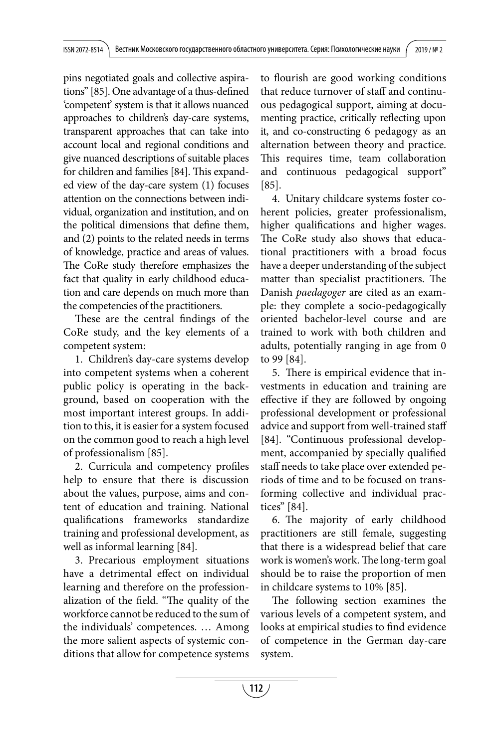pins negotiated goals and collective aspirations" [85]. One advantage of a thus-defined 'competent' system is that it allows nuanced approaches to children's day-care systems, transparent approaches that can take into account local and regional conditions and give nuanced descriptions of suitable places for children and families [84]. This expanded view of the day-care system (1) focuses attention on the connections between individual, organization and institution, and on the political dimensions that define them, and (2) points to the related needs in terms of knowledge, practice and areas of values. The CoRe study therefore emphasizes the fact that quality in early childhood education and care depends on much more than the competencies of the practitioners.

These are the central findings of the CoRe study, and the key elements of a competent system:

1. Children's day-care systems develop into competent systems when a coherent public policy is operating in the background, based on cooperation with the most important interest groups. In addition to this, it is easier for a system focused on the common good to reach a high level of professionalism [85].

2. Curricula and competency profiles help to ensure that there is discussion about the values, purpose, aims and content of education and training. National qualifications frameworks standardize training and professional development, as well as informal learning [84].

3. Precarious employment situations have a detrimental effect on individual learning and therefore on the professionalization of the field. "The quality of the workforce cannot be reduced to the sum of the individuals' competences. … Among the more salient aspects of systemic conditions that allow for competence systems to flourish are good working conditions that reduce turnover of staff and continuous pedagogical support, aiming at documenting practice, critically reflecting upon it, and co-constructing 6 pedagogy as an alternation between theory and practice. This requires time, team collaboration and continuous pedagogical support" [85].

4. Unitary childcare systems foster coherent policies, greater professionalism, higher qualifications and higher wages. The CoRe study also shows that educational practitioners with a broad focus have a deeper understanding of the subject matter than specialist practitioners. The Danish *paedagoger* are cited as an example: they complete a socio-pedagogically oriented bachelor-level course and are trained to work with both children and adults, potentially ranging in age from 0 to 99 [84].

5. There is empirical evidence that investments in education and training are effective if they are followed by ongoing professional development or professional advice and support from well-trained staff [84]. "Continuous professional development, accompanied by specially qualified staff needs to take place over extended periods of time and to be focused on transforming collective and individual practices" [84].

6. The majority of early childhood practitioners are still female, suggesting that there is a widespread belief that care work is women's work. The long-term goal should be to raise the proportion of men in childcare systems to 10% [85].

The following section examines the various levels of a competent system, and looks at empirical studies to find evidence of competence in the German day-care system.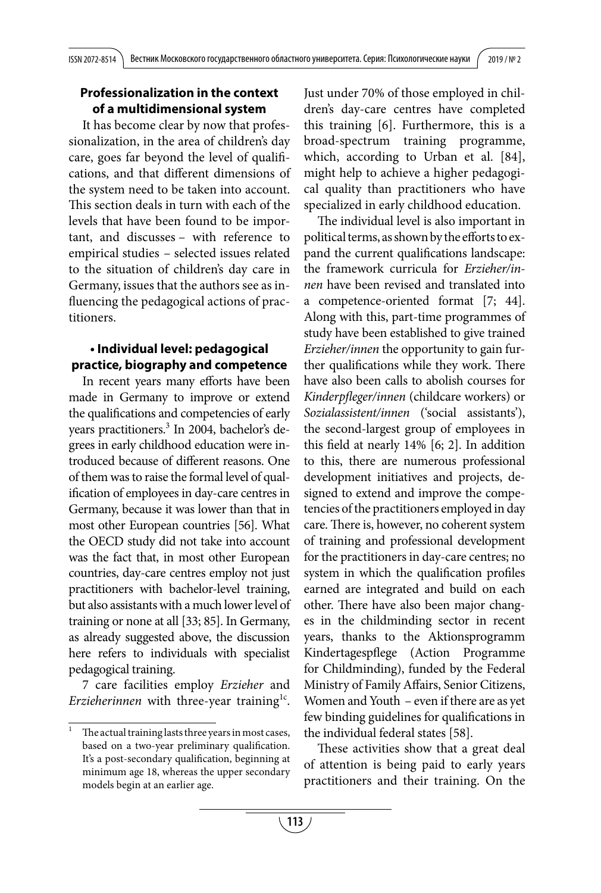## Professionalization in the context of a multidimensional system

It has become clear by now that professionalization, in the area of children's day care, goes far beyond the level of qualifications, and that different dimensions of the system need to be taken into account. This section deals in turn with each of the levels that have been found to be important, and discusses – with reference to empirical studies – selected issues related to the situation of children's day care in Germany, issues that the authors see as influencing the pedagogical actions of practitioners.

### • Individual level: pedagogical practice, biography and competence

In recent years many efforts have been made in Germany to improve or extend the qualifications and competencies of early years practitioners.[3] In 2004, bachelor's degrees in early childhood education were introduced because of different reasons. One of them was to raise the formal level of qualification of employees in day-care centres in Germany, because it was lower than that in most other European countries [56]. What the OECD study did not take into account was the fact that, in most other European countries, day-care centres employ not just practitioners with bachelor-level training, but also assistants with a much lower level of training or none at all [33; 85]. In Germany, as already suggested above, the discussion here refers to individuals with specialist pedagogical training.

7 care facilities employ *Erzieher* and *Erzieherinnen* with three-year training[1c]. Just under 70% of those employed in children's day-care centres have completed this training [6]. Furthermore, this is a broad-spectrum training programme, which, according to Urban et al. [84], might help to achieve a higher pedagogical quality than practitioners who have specialized in early childhood education.

The individual level is also important in political terms, as shown by the efforts to expand the current qualifications landscape: the framework curricula for *Erzieher/innen* have been revised and translated into a competence-oriented format [7; 44]. Along with this, part-time programmes of study have been established to give trained *Erzieher/innen* the opportunity to gain further qualifications while they work. There have also been calls to abolish courses for *Kinderpfleger/innen* (childcare workers) or *Sozialassistent/innen* ('social assistants'), the second-largest group of employees in this field at nearly 14% [6; 2]. In addition to this, there are numerous professional development initiatives and projects, designed to extend and improve the competencies of the practitioners employed in day care. There is, however, no coherent system of training and professional development for the practitioners in day-care centres; no system in which the qualification profiles earned are integrated and build on each other. There have also been major changes in the childminding sector in recent years, thanks to the Aktionsprogramm Kindertagespflege (Action Programme for Childminding), funded by the Federal Ministry of Family Affairs, Senior Citizens, Women and Youth – even if there are as yet few binding guidelines for qualifications in the individual federal states [58].

These activities show that a great deal of attention is being paid to early years practitioners and their training. On the

---

[1] The actual training lasts three years in most cases, based on a two-year preliminary qualification. It's a post-secondary qualification, beginning at minimum age 18, whereas the upper secondary models begin at an earlier age.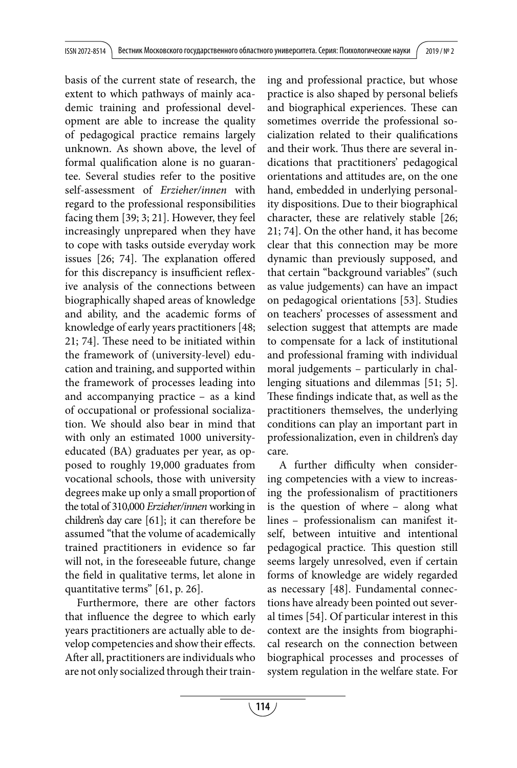basis of the current state of research, the extent to which pathways of mainly academic training and professional development are able to increase the quality of pedagogical practice remains largely unknown. As shown above, the level of formal qualification alone is no guarantee. Several studies refer to the positive self-assessment of *Erzieher/innen* with regard to the professional responsibilities facing them [39; 3; 21]. However, they feel increasingly unprepared when they have to cope with tasks outside everyday work issues [26; 74]. The explanation offered for this discrepancy is insufficient reflexive analysis of the connections between biographically shaped areas of knowledge and ability, and the academic forms of knowledge of early years practitioners [48; 21; 74]. These need to be initiated within the framework of (university-level) education and training, and supported within the framework of processes leading into and accompanying practice – as a kind of occupational or professional socialization. We should also bear in mind that with only an estimated 1000 university-educated (BA) graduates per year, as opposed to roughly 19,000 graduates from vocational schools, those with university degrees make up only a small proportion of the total of 310,000 *Erzieher/innen* working in children's day care [61]; it can therefore be assumed "that the volume of academically trained practitioners in evidence so far will not, in the foreseeable future, change the field in qualitative terms, let alone in quantitative terms" [61, p. 26].

Furthermore, there are other factors that influence the degree to which early years practitioners are actually able to develop competencies and show their effects. After all, practitioners are individuals who are not only socialized through their training and professional practice, but whose practice is also shaped by personal beliefs and biographical experiences. These can sometimes override the professional socialization related to their qualifications and their work. Thus there are several indications that practitioners' pedagogical orientations and attitudes are, on the one hand, embedded in underlying personality dispositions. Due to their biographical character, these are relatively stable [26; 21; 74]. On the other hand, it has become clear that this connection may be more dynamic than previously supposed, and that certain "background variables" (such as value judgements) can have an impact on pedagogical orientations [53]. Studies on teachers' processes of assessment and selection suggest that attempts are made to compensate for a lack of institutional and professional framing with individual moral judgements – particularly in challenging situations and dilemmas [51; 5]. These findings indicate that, as well as the practitioners themselves, the underlying conditions can play an important part in professionalization, even in children's day care.

A further difficulty when considering competencies with a view to increasing the professionalism of practitioners is the question of where – along what lines – professionalism can manifest itself, between intuitive and intentional pedagogical practice. This question still seems largely unresolved, even if certain forms of knowledge are widely regarded as necessary [48]. Fundamental connections have already been pointed out several times [54]. Of particular interest in this context are the insights from biographical research on the connection between biographical processes and processes of system regulation in the welfare state. For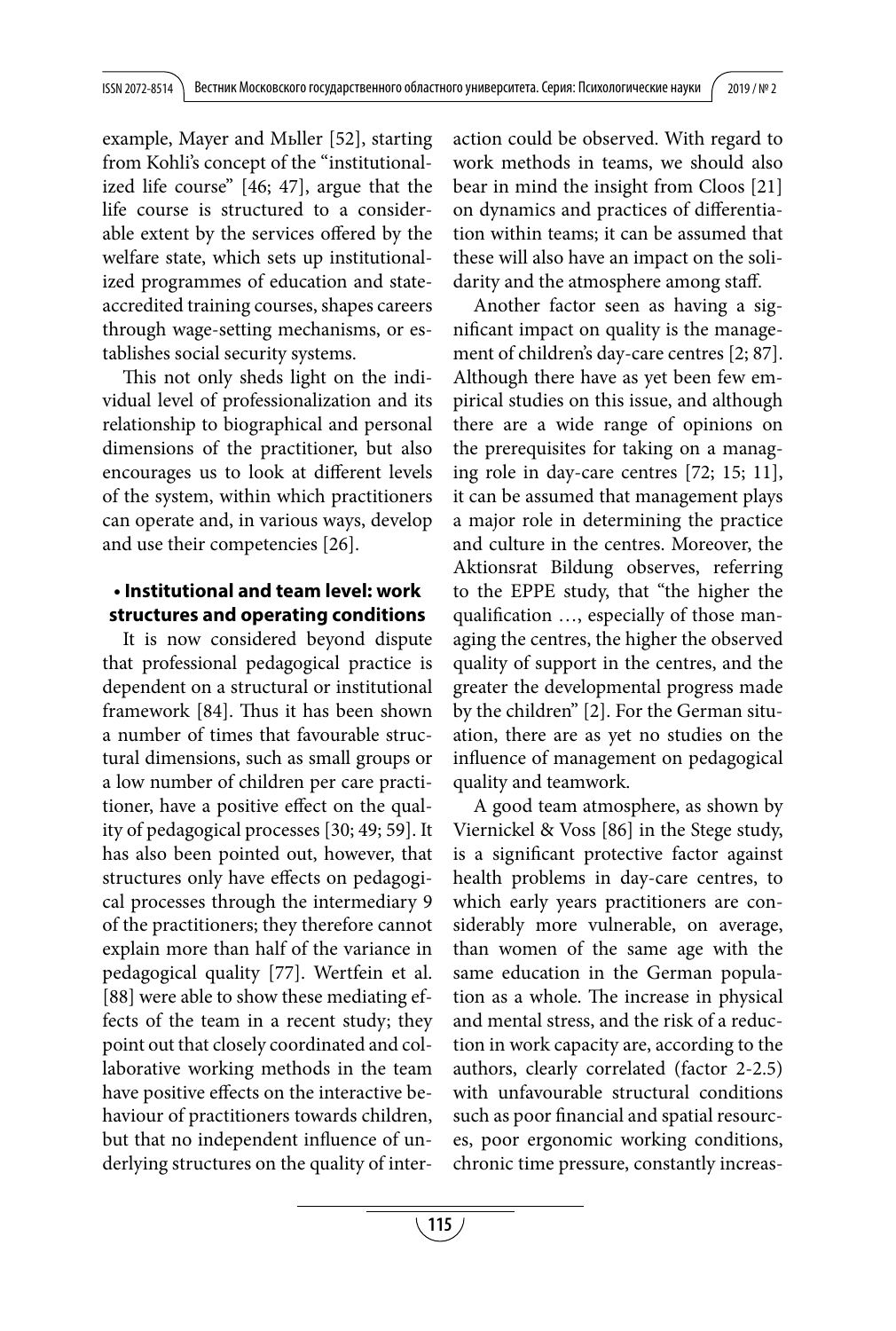example, Mayer and Mьller [52], starting from Kohli's concept of the "institutionalized life course" [46; 47], argue that the life course is structured to a considerable extent by the services offered by the welfare state, which sets up institutionalized programmes of education and state-accredited training courses, shapes careers through wage-setting mechanisms, or establishes social security systems.

This not only sheds light on the individual level of professionalization and its relationship to biographical and personal dimensions of the practitioner, but also encourages us to look at different levels of the system, within which practitioners can operate and, in various ways, develop and use their competencies [26].

**• Institutional and team level: work structures and operating conditions**

It is now considered beyond dispute that professional pedagogical practice is dependent on a structural or institutional framework [84]. Thus it has been shown a number of times that favourable structural dimensions, such as small groups or a low number of children per care practitioner, have a positive effect on the quality of pedagogical processes [30; 49; 59]. It has also been pointed out, however, that structures only have effects on pedagogical processes through the intermediary 9 of the practitioners; they therefore cannot explain more than half of the variance in pedagogical quality [77]. Wertfein et al. [88] were able to show these mediating effects of the team in a recent study; they point out that closely coordinated and collaborative working methods in the team have positive effects on the interactive behaviour of practitioners towards children, but that no independent influence of underlying structures on the quality of interaction could be observed. With regard to work methods in teams, we should also bear in mind the insight from Cloos [21] on dynamics and practices of differentiation within teams; it can be assumed that these will also have an impact on the solidarity and the atmosphere among staff.

Another factor seen as having a significant impact on quality is the management of children's day-care centres [2; 87]. Although there have as yet been few empirical studies on this issue, and although there are a wide range of opinions on the prerequisites for taking on a managing role in day-care centres [72; 15; 11], it can be assumed that management plays a major role in determining the practice and culture in the centres. Moreover, the Aktionsrat Bildung observes, referring to the EPPE study, that "the higher the qualification …, especially of those managing the centres, the higher the observed quality of support in the centres, and the greater the developmental progress made by the children" [2]. For the German situation, there are as yet no studies on the influence of management on pedagogical quality and teamwork.

A good team atmosphere, as shown by Viernickel & Voss [86] in the Stege study, is a significant protective factor against health problems in day-care centres, to which early years practitioners are considerably more vulnerable, on average, than women of the same age with the same education in the German population as a whole. The increase in physical and mental stress, and the risk of a reduction in work capacity are, according to the authors, clearly correlated (factor 2-2.5) with unfavourable structural conditions such as poor financial and spatial resources, poor ergonomic working conditions, chronic time pressure, constantly increas-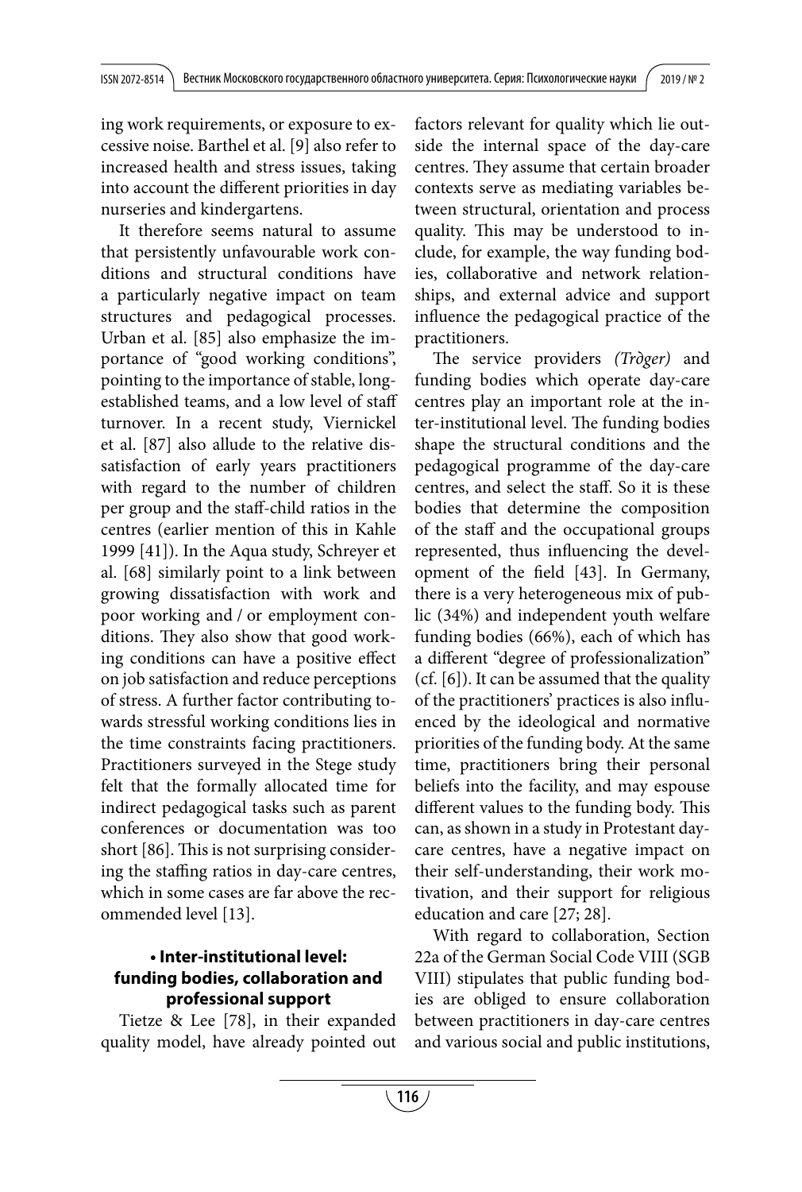ing work requirements, or exposure to excessive noise. Barthel et al. [9] also refer to increased health and stress issues, taking into account the different priorities in day nurseries and kindergartens.

It therefore seems natural to assume that persistently unfavourable work conditions and structural conditions have a particularly negative impact on team structures and pedagogical processes. Urban et al. [85] also emphasize the importance of "good working conditions", pointing to the importance of stable, long-established teams, and a low level of staff turnover. In a recent study, Viernickel et al. [87] also allude to the relative dissatisfaction of early years practitioners with regard to the number of children per group and the staff-child ratios in the centres (earlier mention of this in Kahle 1999 [41]). In the Aqua study, Schreyer et al. [68] similarly point to a link between growing dissatisfaction with work and poor working and / or employment conditions. They also show that good working conditions can have a positive effect on job satisfaction and reduce perceptions of stress. A further factor contributing towards stressful working conditions lies in the time constraints facing practitioners. Practitioners surveyed in the Stege study felt that the formally allocated time for indirect pedagogical tasks such as parent conferences or documentation was too short [86]. This is not surprising considering the staffing ratios in day-care centres, which in some cases are far above the recommended level [13].

**• Inter-institutional level: funding bodies, collaboration and professional support**

Tietze & Lee [78], in their expanded quality model, have already pointed out factors relevant for quality which lie outside the internal space of the day-care centres. They assume that certain broader contexts serve as mediating variables between structural, orientation and process quality. This may be understood to include, for example, the way funding bodies, collaborative and network relationships, and external advice and support influence the pedagogical practice of the practitioners.

The service providers *(Tròger)* and funding bodies which operate day-care centres play an important role at the inter-institutional level. The funding bodies shape the structural conditions and the pedagogical programme of the day-care centres, and select the staff. So it is these bodies that determine the composition of the staff and the occupational groups represented, thus influencing the development of the field [43]. In Germany, there is a very heterogeneous mix of public (34%) and independent youth welfare funding bodies (66%), each of which has a different "degree of professionalization" (cf. [6]). It can be assumed that the quality of the practitioners' practices is also influenced by the ideological and normative priorities of the funding body. At the same time, practitioners bring their personal beliefs into the facility, and may espouse different values to the funding body. This can, as shown in a study in Protestant day-care centres, have a negative impact on their self-understanding, their work motivation, and their support for religious education and care [27; 28].

With regard to collaboration, Section 22a of the German Social Code VIII (SGB VIII) stipulates that public funding bodies are obliged to ensure collaboration between practitioners in day-care centres and various social and public institutions,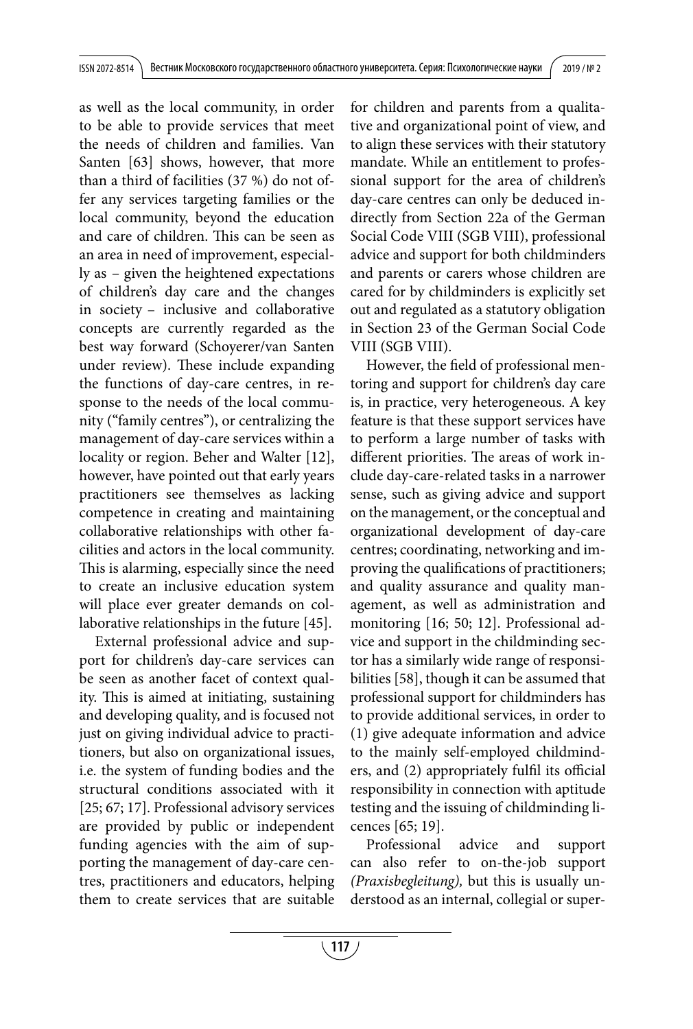as well as the local community, in order to be able to provide services that meet the needs of children and families. Van Santen [63] shows, however, that more than a third of facilities (37 %) do not offer any services targeting families or the local community, beyond the education and care of children. This can be seen as an area in need of improvement, especially as – given the heightened expectations of children's day care and the changes in society – inclusive and collaborative concepts are currently regarded as the best way forward (Schoyerer/van Santen under review). These include expanding the functions of day-care centres, in response to the needs of the local community ("family centres"), or centralizing the management of day-care services within a locality or region. Beher and Walter [12], however, have pointed out that early years practitioners see themselves as lacking competence in creating and maintaining collaborative relationships with other facilities and actors in the local community. This is alarming, especially since the need to create an inclusive education system will place ever greater demands on collaborative relationships in the future [45].

External professional advice and support for children's day-care services can be seen as another facet of context quality. This is aimed at initiating, sustaining and developing quality, and is focused not just on giving individual advice to practitioners, but also on organizational issues, i.e. the system of funding bodies and the structural conditions associated with it [25; 67; 17]. Professional advisory services are provided by public or independent funding agencies with the aim of supporting the management of day-care centres, practitioners and educators, helping them to create services that are suitable for children and parents from a qualitative and organizational point of view, and to align these services with their statutory mandate. While an entitlement to professional support for the area of children's day-care centres can only be deduced indirectly from Section 22a of the German Social Code VIII (SGB VIII), professional advice and support for both childminders and parents or carers whose children are cared for by childminders is explicitly set out and regulated as a statutory obligation in Section 23 of the German Social Code VIII (SGB VIII).

However, the field of professional mentoring and support for children's day care is, in practice, very heterogeneous. A key feature is that these support services have to perform a large number of tasks with different priorities. The areas of work include day-care-related tasks in a narrower sense, such as giving advice and support on the management, or the conceptual and organizational development of day-care centres; coordinating, networking and improving the qualifications of practitioners; and quality assurance and quality management, as well as administration and monitoring [16; 50; 12]. Professional advice and support in the childminding sector has a similarly wide range of responsibilities [58], though it can be assumed that professional support for childminders has to provide additional services, in order to (1) give adequate information and advice to the mainly self-employed childminders, and (2) appropriately fulfil its official responsibility in connection with aptitude testing and the issuing of childminding licences [65; 19].

Professional advice and support can also refer to on-the-job support *(Praxisbegleitung),* but this is usually understood as an internal, collegial or super-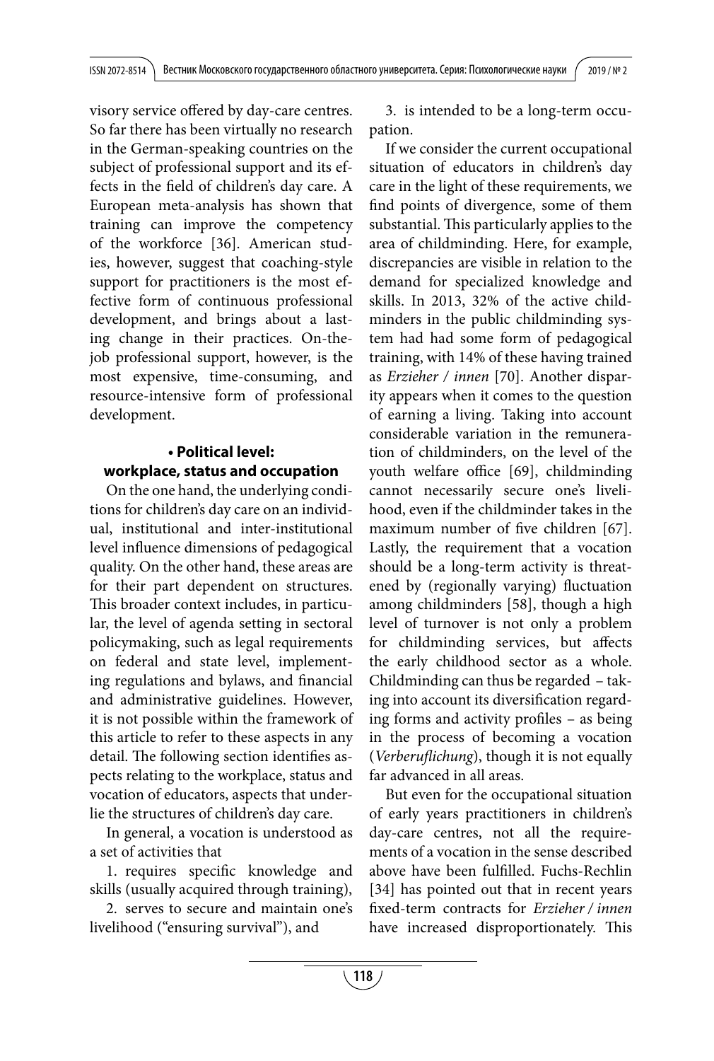visory service offered by day-care centres. So far there has been virtually no research in the German-speaking countries on the subject of professional support and its effects in the field of children's day care. A European meta-analysis has shown that training can improve the competency of the workforce [36]. American studies, however, suggest that coaching-style support for practitioners is the most effective form of continuous professional development, and brings about a lasting change in their practices. On-the-job professional support, however, is the most expensive, time-consuming, and resource-intensive form of professional development.

### • Political level: workplace, status and occupation

On the one hand, the underlying conditions for children's day care on an individual, institutional and inter-institutional level influence dimensions of pedagogical quality. On the other hand, these areas are for their part dependent on structures. This broader context includes, in particular, the level of agenda setting in sectoral policymaking, such as legal requirements on federal and state level, implementing regulations and bylaws, and financial and administrative guidelines. However, it is not possible within the framework of this article to refer to these aspects in any detail. The following section identifies aspects relating to the workplace, status and vocation of educators, aspects that underlie the structures of children's day care.

In general, a vocation is understood as a set of activities that

1. requires specific knowledge and skills (usually acquired through training),
2. serves to secure and maintain one's livelihood ("ensuring survival"), and
3. is intended to be a long-term occupation.

If we consider the current occupational situation of educators in children's day care in the light of these requirements, we find points of divergence, some of them substantial. This particularly applies to the area of childminding. Here, for example, discrepancies are visible in relation to the demand for specialized knowledge and skills. In 2013, 32% of the active childminders in the public childminding system had had some form of pedagogical training, with 14% of these having trained as *Erzieher / innen* [70]. Another disparity appears when it comes to the question of earning a living. Taking into account considerable variation in the remuneration of childminders, on the level of the youth welfare office [69], childminding cannot necessarily secure one's livelihood, even if the childminder takes in the maximum number of five children [67]. Lastly, the requirement that a vocation should be a long-term activity is threatened by (regionally varying) fluctuation among childminders [58], though a high level of turnover is not only a problem for childminding services, but affects the early childhood sector as a whole. Childminding can thus be regarded – taking into account its diversification regarding forms and activity profiles – as being in the process of becoming a vocation (*Verberuflichung*), though it is not equally far advanced in all areas.

But even for the occupational situation of early years practitioners in children's day-care centres, not all the requirements of a vocation in the sense described above have been fulfilled. Fuchs-Rechlin [34] has pointed out that in recent years fixed-term contracts for *Erzieher / innen* have increased disproportionately. This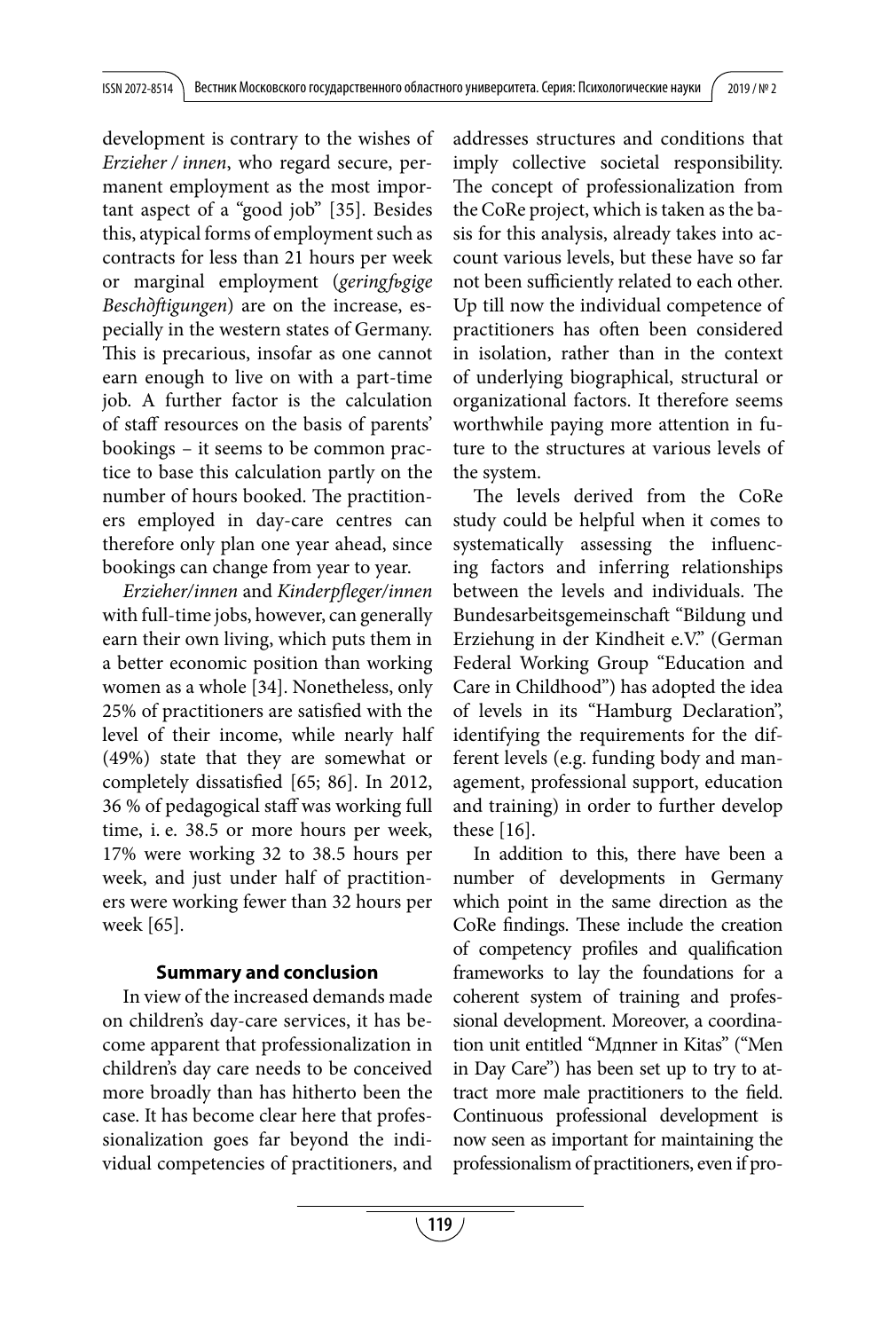development is contrary to the wishes of *Erzieher / innen*, who regard secure, permanent employment as the most important aspect of a "good job" [35]. Besides this, atypical forms of employment such as contracts for less than 21 hours per week or marginal employment (*geringfьgige Beschдftigungen*) are on the increase, especially in the western states of Germany. This is precarious, insofar as one cannot earn enough to live on with a part-time job. A further factor is the calculation of staff resources on the basis of parents' bookings – it seems to be common practice to base this calculation partly on the number of hours booked. The practitioners employed in day-care centres can therefore only plan one year ahead, since bookings can change from year to year.

*Erzieher/innen* and *Kinderpfleger/innen* with full-time jobs, however, can generally earn their own living, which puts them in a better economic position than working women as a whole [34]. Nonetheless, only 25% of practitioners are satisfied with the level of their income, while nearly half (49%) state that they are somewhat or completely dissatisfied [65; 86]. In 2012, 36 % of pedagogical staff was working full time, i. e. 38.5 or more hours per week, 17% were working 32 to 38.5 hours per week, and just under half of practitioners were working fewer than 32 hours per week [65].

## Summary and conclusion

In view of the increased demands made on children's day-care services, it has become apparent that professionalization in children's day care needs to be conceived more broadly than has hitherto been the case. It has become clear here that professionalization goes far beyond the individual competencies of practitioners, and addresses structures and conditions that imply collective societal responsibility. The concept of professionalization from the CoRe project, which is taken as the basis for this analysis, already takes into account various levels, but these have so far not been sufficiently related to each other. Up till now the individual competence of practitioners has often been considered in isolation, rather than in the context of underlying biographical, structural or organizational factors. It therefore seems worthwhile paying more attention in future to the structures at various levels of the system.

The levels derived from the CoRe study could be helpful when it comes to systematically assessing the influencing factors and inferring relationships between the levels and individuals. The Bundesarbeitsgemeinschaft "Bildung und Erziehung in der Kindheit e.V." (German Federal Working Group "Education and Care in Childhood") has adopted the idea of levels in its "Hamburg Declaration", identifying the requirements for the different levels (e.g. funding body and management, professional support, education and training) in order to further develop these [16].

In addition to this, there have been a number of developments in Germany which point in the same direction as the CoRe findings. These include the creation of competency profiles and qualification frameworks to lay the foundations for a coherent system of training and professional development. Moreover, a coordination unit entitled "Мдnner in Kitas" ("Men in Day Care") has been set up to try to attract more male practitioners to the field. Continuous professional development is now seen as important for maintaining the professionalism of practitioners, even if pro-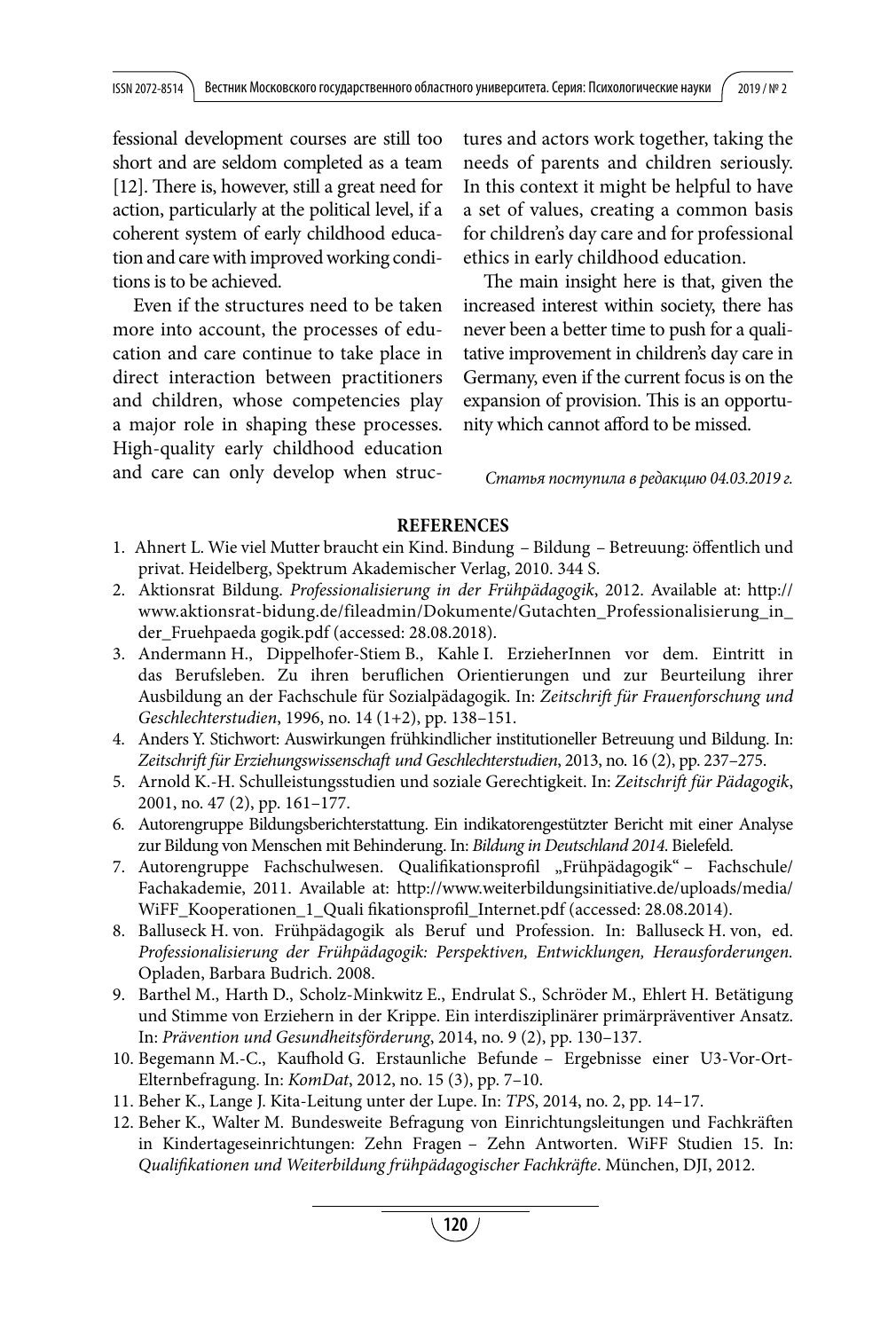fessional development courses are still too short and are seldom completed as a team [12]. There is, however, still a great need for action, particularly at the political level, if a coherent system of early childhood education and care with improved working conditions is to be achieved.

Even if the structures need to be taken more into account, the processes of education and care continue to take place in direct interaction between practitioners and children, whose competencies play a major role in shaping these processes. High-quality early childhood education and care can only develop when structures and actors work together, taking the needs of parents and children seriously. In this context it might be helpful to have a set of values, creating a common basis for children's day care and for professional ethics in early childhood education.

The main insight here is that, given the increased interest within society, there has never been a better time to push for a qualitative improvement in children's day care in Germany, even if the current focus is on the expansion of provision. This is an opportunity which cannot afford to be missed.

*Статья поступила в редакцию 04.03.2019 г.*

## REFERENCES

1. Ahnert L. Wie viel Mutter braucht ein Kind. Bindung – Bildung – Betreuung: öffentlich und privat. Heidelberg, Spektrum Akademischer Verlag, 2010. 344 S.
2. Aktionsrat Bildung. *Professionalisierung in der Frühpädagogik*, 2012. Available at: http://www.aktionsrat-bidung.de/fileadmin/Dokumente/Gutachten_Professionalisierung_in_der_Fruehpaeda gogik.pdf (accessed: 28.08.2018).
3. Andermann H., Dippelhofer-Stiem B., Kahle I. ErzieherInnen vor dem. Eintritt in das Berufsleben. Zu ihren beruflichen Orientierungen und zur Beurteilung ihrer Ausbildung an der Fachschule für Sozialpädagogik. In: *Zeitschrift für Frauenforschung und Geschlechterstudien*, 1996, no. 14 (1+2), pp. 138–151.
4. Anders Y. Stichwort: Auswirkungen frühkindlicher institutioneller Betreuung und Bildung. In: *Zeitschrift für Erziehungswissenschaft und Geschlechterstudien*, 2013, no. 16 (2), pp. 237–275.
5. Arnold K.-H. Schulleistungsstudien und soziale Gerechtigkeit. In: *Zeitschrift für Pädagogik*, 2001, no. 47 (2), pp. 161–177.
6. Autorengruppe Bildungsberichterstattung. Ein indikatorengestützter Bericht mit einer Analyse zur Bildung von Menschen mit Behinderung. In: *Bildung in Deutschland 2014*. Bielefeld.
7. Autorengruppe Fachschulwesen. Qualifikationsprofil „Frühpädagogik" – Fachschule/Fachakademie, 2011. Available at: http://www.weiterbildungsinitiative.de/uploads/media/WiFF_Kooperationen_1_Quali fikationsprofil_Internet.pdf (accessed: 28.08.2014).
8. Balluseck H. von. Frühpädagogik als Beruf und Profession. In: Balluseck H. von, ed. *Professionalisierung der Frühpädagogik: Perspektiven, Entwicklungen, Herausforderungen.* Opladen, Barbara Budrich. 2008.
9. Barthel M., Harth D., Scholz-Minkwitz E., Endrulat S., Schröder M., Ehlert H. Betätigung und Stimme von Erziehern in der Krippe. Ein interdisziplinärer primärpräventiver Ansatz. In: *Prävention und Gesundheitsförderung*, 2014, no. 9 (2), pp. 130–137.
10. Begemann M.-C., Kaufhold G. Erstaunliche Befunde – Ergebnisse einer U3-Vor-Ort-Elternbefragung. In: *KomDat*, 2012, no. 15 (3), pp. 7–10.
11. Beher K., Lange J. Kita-Leitung unter der Lupe. In: *TPS*, 2014, no. 2, pp. 14–17.
12. Beher K., Walter M. Bundesweite Befragung von Einrichtungsleitungen und Fachkräften in Kindertageseinrichtungen: Zehn Fragen – Zehn Antworten. WiFF Studien 15. In: *Qualifikationen und Weiterbildung frühpädagogischer Fachkräfte*. München, DJI, 2012.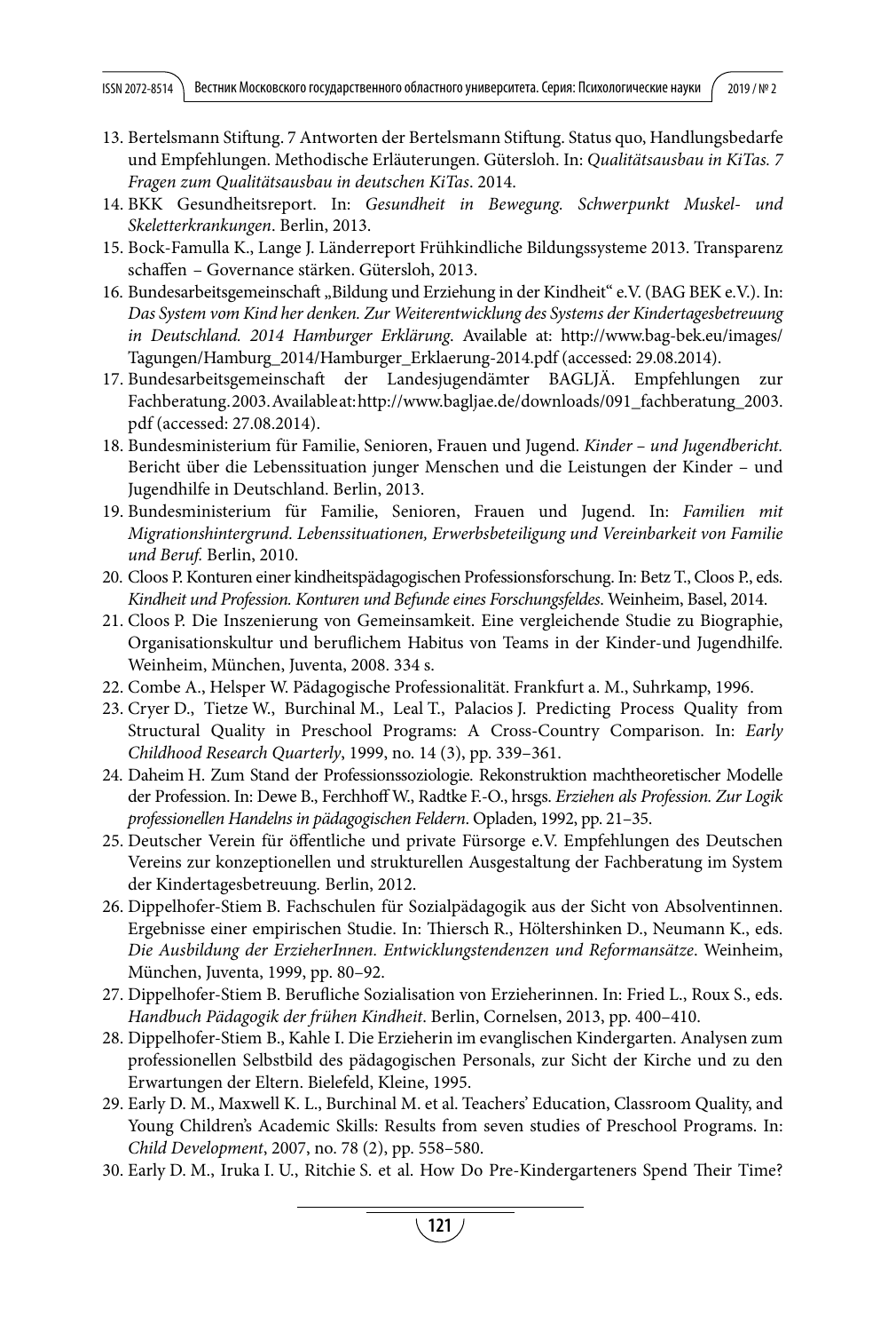13. Bertelsmann Stiftung. 7 Antworten der Bertelsmann Stiftung. Status quo, Handlungsbedarfe und Empfehlungen. Methodische Erläuterungen. Gütersloh. In: *Qualitätsausbau in KiTas. 7 Fragen zum Qualitätsausbau in deutschen KiTas*. 2014.
14. BKK Gesundheitsreport. In: *Gesundheit in Bewegung. Schwerpunkt Muskel- und Skeletterkrankungen*. Berlin, 2013.
15. Bock-Famulla K., Lange J. Länderreport Frühkindliche Bildungssysteme 2013. Transparenz schaffen – Governance stärken. Gütersloh, 2013.
16. Bundesarbeitsgemeinschaft „Bildung und Erziehung in der Kindheit" e.V. (BAG BEK e.V.). In: *Das System vom Kind her denken. Zur Weiterentwicklung des Systems der Kindertagesbetreuung in Deutschland. 2014 Hamburger Erklärung*. Available at: http://www.bag-bek.eu/images/Tagungen/Hamburg_2014/Hamburger_Erklaerung-2014.pdf (accessed: 29.08.2014).
17. Bundesarbeitsgemeinschaft der Landesjugendämter BAGLJÄ. Empfehlungen zur Fachberatung. 2003. Available at: http://www.bagljae.de/downloads/091_fachberatung_2003.pdf (accessed: 27.08.2014).
18. Bundesministerium für Familie, Senioren, Frauen und Jugend. *Kinder – und Jugendbericht.* Bericht über die Lebenssituation junger Menschen und die Leistungen der Kinder – und Jugendhilfe in Deutschland. Berlin, 2013.
19. Bundesministerium für Familie, Senioren, Frauen und Jugend. In: *Familien mit Migrationshintergrund. Lebenssituationen, Erwerbsbeteiligung und Vereinbarkeit von Familie und Beruf.* Berlin, 2010.
20. Cloos P. Konturen einer kindheitspädagogischen Professionsforschung. In: Betz T., Cloos P., eds. *Kindheit und Profession. Konturen und Befunde eines Forschungsfeldes*. Weinheim, Basel, 2014.
21. Cloos P. Die Inszenierung von Gemeinsamkeit. Eine vergleichende Studie zu Biographie, Organisationskultur und beruflichem Habitus von Teams in der Kinder-und Jugendhilfe. Weinheim, München, Juventa, 2008. 334 s.
22. Combe A., Helsper W. Pädagogische Professionalität. Frankfurt a. M., Suhrkamp, 1996.
23. Cryer D., Tietze W., Burchinal M., Leal T., Palacios J. Predicting Process Quality from Structural Quality in Preschool Programs: A Cross-Country Comparison. In: *Early Childhood Research Quarterly*, 1999, no. 14 (3), pp. 339–361.
24. Daheim H. Zum Stand der Professionssoziologie. Rekonstruktion machttheoretischer Modelle der Profession. In: Dewe B., Ferchhoff W., Radtke F.-O., hrsgs. *Erziehen als Profession. Zur Logik professionellen Handelns in pädagogischen Feldern*. Opladen, 1992, pp. 21–35.
25. Deutscher Verein für öffentliche und private Fürsorge e.V. Empfehlungen des Deutschen Vereins zur konzeptionellen und strukturellen Ausgestaltung der Fachberatung im System der Kindertagesbetreuung. Berlin, 2012.
26. Dippelhofer-Stiem B. Fachschulen für Sozialpädagogik aus der Sicht von Absolventinnen. Ergebnisse einer empirischen Studie. In: Thiersch R., Höltershinken D., Neumann K., eds. *Die Ausbildung der ErzieherInnen. Entwicklungstendenzen und Reformansätze*. Weinheim, München, Juventa, 1999, pp. 80–92.
27. Dippelhofer-Stiem B. Berufliche Sozialisation von Erzieherinnen. In: Fried L., Roux S., eds. *Handbuch Pädagogik der frühen Kindheit*. Berlin, Cornelsen, 2013, pp. 400–410.
28. Dippelhofer-Stiem B., Kahle I. Die Erzieherin im evangelischen Kindergarten. Analysen zum professionellen Selbstbild des pädagogischen Personals, zur Sicht der Kirche und zu den Erwartungen der Eltern. Bielefeld, Kleine, 1995.
29. Early D. M., Maxwell K. L., Burchinal M. et al. Teachers' Education, Classroom Quality, and Young Children's Academic Skills: Results from seven studies of Preschool Programs. In: *Child Development*, 2007, no. 78 (2), pp. 558–580.
30. Early D. M., Iruka I. U., Ritchie S. et al. How Do Pre-Kindergarteners Spend Their Time?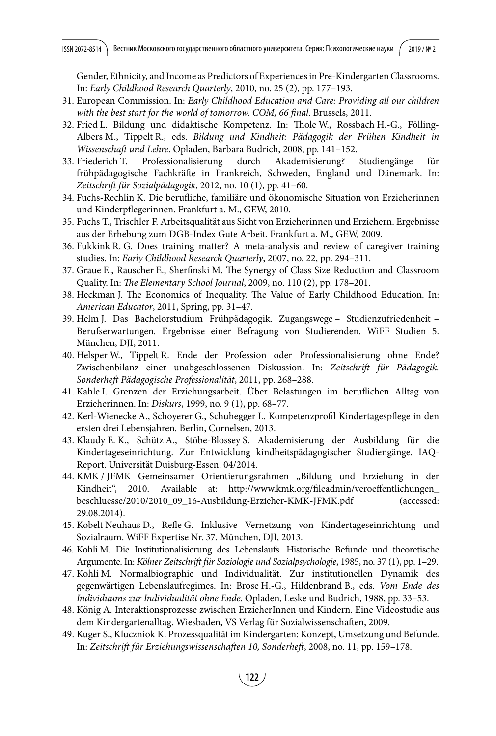Gender, Ethnicity, and Income as Predictors of Experiences in Pre-Kindergarten Classrooms. In: *Early Childhood Research Quarterly*, 2010, no. 25 (2), pp. 177–193.

31. European Commission. In: *Early Childhood Education and Care: Providing all our children with the best start for the world of tomorrow. COM, 66 final*. Brussels, 2011.
32. Fried L. Bildung und didaktische Kompetenz. In: Thole W., Rossbach H.-G., Fölling-Albers M., Tippelt R., eds. *Bildung und Kindheit: Pädagogik der Frühen Kindheit in Wissenschaft und Lehre*. Opladen, Barbara Budrich, 2008, pp. 141–152.
33. Friederich T. Professionalisierung durch Akademisierung? Studiengänge für frühpädagogische Fachkräfte in Frankreich, Schweden, England und Dänemark. In: *Zeitschrift für Sozialpädagogik*, 2012, no. 10 (1), pp. 41–60.
34. Fuchs-Rechlin K. Die berufliche, familiäre und ökonomische Situation von Erzieherinnen und Kinderpflegerinnen. Frankfurt a. M., GEW, 2010.
35. Fuchs T., Trischler F. Arbeitsqualität aus Sicht von Erzieherinnen und Erziehern. Ergebnisse aus der Erhebung zum DGB-Index Gute Arbeit. Frankfurt a. M., GEW, 2009.
36. Fukkink R. G. Does training matter? A meta-analysis and review of caregiver training studies. In: *Early Childhood Research Quarterly*, 2007, no. 22, pp. 294–311.
37. Graue E., Rauscher E., Sherfinski M. The Synergy of Class Size Reduction and Classroom Quality. In: *The Elementary School Journal*, 2009, no. 110 (2), pp. 178–201.
38. Heckman J. The Economics of Inequality. The Value of Early Childhood Education. In: *American Educator*, 2011, Spring, pp. 31–47.
39. Helm J. Das Bachelorstudium Frühpädagogik. Zugangswege – Studienzufriedenheit – Berufserwartungen. Ergebnisse einer Befragung von Studierenden. WiFF Studien 5. München, DJI, 2011.
40. Helsper W., Tippelt R. Ende der Profession oder Professionalisierung ohne Ende? Zwischenbilanz einer unabgeschlossenen Diskussion. In: *Zeitschrift für Pädagogik. Sonderheft Pädagogische Professionalität*, 2011, pp. 268–288.
41. Kahle I. Grenzen der Erziehungsarbeit. Über Belastungen im beruflichen Alltag von Erzieherinnen. In: *Diskurs*, 1999, no. 9 (1), pp. 68–77.
42. Kerl-Wienecke A., Schoyerer G., Schuhegger L. Kompetenzprofil Kindertagespflege in den ersten drei Lebensjahren. Berlin, Cornelsen, 2013.
43. Klaudy E. K., Schütz A., Stöbe-Blossey S. Akademisierung der Ausbildung für die Kindertageseinrichtung. Zur Entwicklung kindheitspädagogischer Studiengänge. IAQ-Report. Universität Duisburg-Essen. 04/2014.
44. KMK / JFMK Gemeinsamer Orientierungsrahmen „Bildung und Erziehung in der Kindheit“, 2010. Available at: http://www.kmk.org/fileadmin/veroeffentlichungen_beschluesse/2010/2010_09_16-Ausbildung-Erzieher-KMK-JFMK.pdf (accessed: 29.08.2014).
45. Kobelt Neuhaus D., Refle G. Inklusive Vernetzung von Kindertageseinrichtung und Sozialraum. WiFF Expertise Nr. 37. München, DJI, 2013.
46. Kohli M. Die Institutionalisierung des Lebenslaufs. Historische Befunde und theoretische Argumente. In: *Kölner Zeitschrift für Soziologie und Sozialpsychologie*, 1985, no. 37 (1), pp. 1–29.
47. Kohli M. Normalbiographie und Individualität. Zur institutionellen Dynamik des gegenwärtigen Lebenslaufregimes. In: Brose H.-G., Hildenbrand B., eds. *Vom Ende des Individuums zur Individualität ohne Ende*. Opladen, Leske und Budrich, 1988, pp. 33–53.
48. König A. Interaktionsprozesse zwischen ErzieherInnen und Kindern. Eine Videostudie aus dem Kindergartenalltag. Wiesbaden, VS Verlag für Sozialwissenschaften, 2009.
49. Kuger S., Kluczniok K. Prozessqualität im Kindergarten: Konzept, Umsetzung und Befunde. In: *Zeitschrift für Erziehungswissenschaften 10, Sonderheft*, 2008, no. 11, pp. 159–178.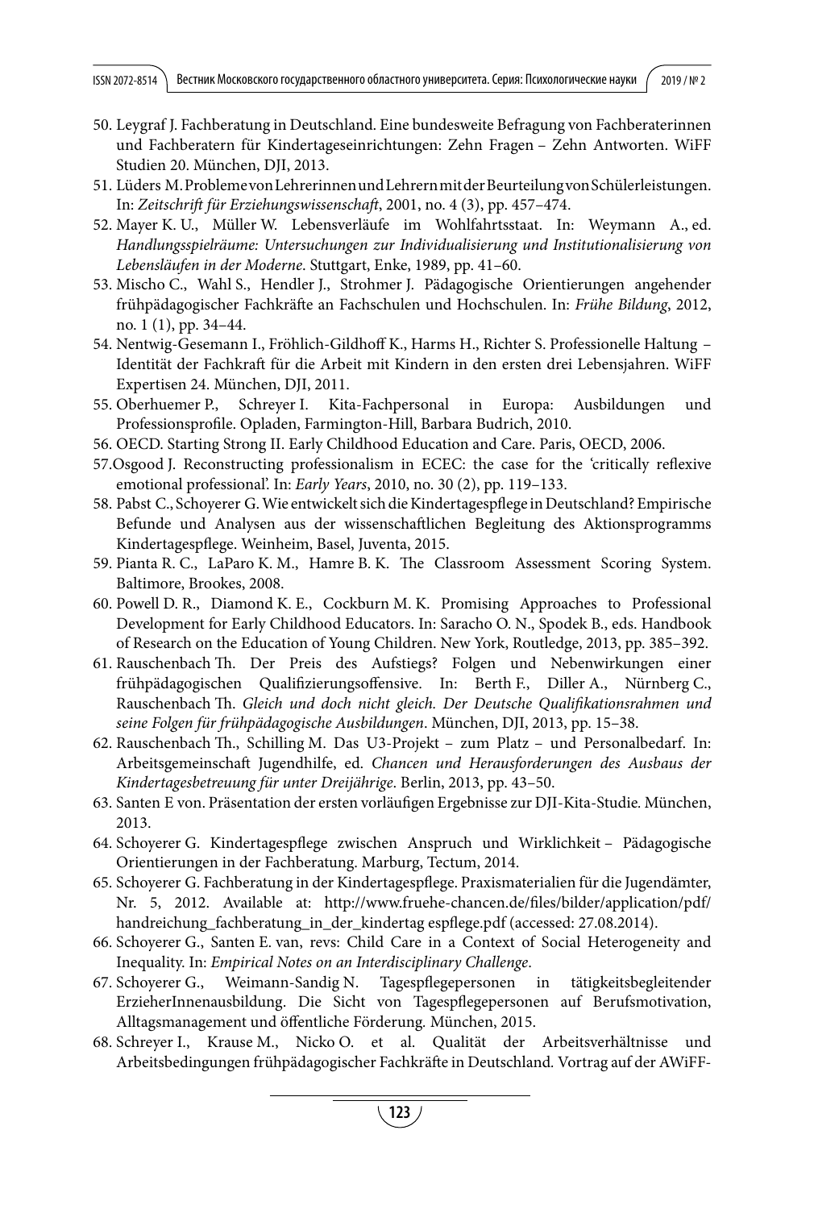50. Leygraf J. Fachberatung in Deutschland. Eine bundesweite Befragung von Fachberaterinnen und Fachberatern für Kindertageseinrichtungen: Zehn Fragen – Zehn Antworten. WiFF Studien 20. München, DJI, 2013.
51. Lüders M. Probleme von Lehrerinnen und Lehrern mit der Beurteilung von Schülerleistungen. In: *Zeitschrift für Erziehungswissenschaft*, 2001, no. 4 (3), pp. 457–474.
52. Mayer K. U., Müller W. Lebensverläufe im Wohlfahrtsstaat. In: Weymann A., ed. *Handlungsspielräume: Untersuchungen zur Individualisierung und Institutionalisierung von Lebensläufen in der Moderne*. Stuttgart, Enke, 1989, pp. 41–60.
53. Mischo C., Wahl S., Hendler J., Strohmer J. Pädagogische Orientierungen angehender frühpädagogischer Fachkräfte an Fachschulen und Hochschulen. In: *Frühe Bildung*, 2012, no. 1 (1), pp. 34–44.
54. Nentwig-Gesemann I., Fröhlich-Gildhoff K., Harms H., Richter S. Professionelle Haltung – Identität der Fachkraft für die Arbeit mit Kindern in den ersten drei Lebensjahren. WiFF Expertisen 24. München, DJI, 2011.
55. Oberhuemer P., Schreyer I. Kita-Fachpersonal in Europa: Ausbildungen und Professionsprofile. Opladen, Farmington-Hill, Barbara Budrich, 2010.
56. OECD. Starting Strong II. Early Childhood Education and Care. Paris, OECD, 2006.
57. Osgood J. Reconstructing professionalism in ECEC: the case for the 'critically reflexive emotional professional'. In: *Early Years*, 2010, no. 30 (2), pp. 119–133.
58. Pabst C., Schoyerer G. Wie entwickelt sich die Kindertagespflege in Deutschland? Empirische Befunde und Analysen aus der wissenschaftlichen Begleitung des Aktionsprogramms Kindertagespflege. Weinheim, Basel, Juventa, 2015.
59. Pianta R. C., LaParo K. M., Hamre B. K. The Classroom Assessment Scoring System. Baltimore, Brookes, 2008.
60. Powell D. R., Diamond K. E., Cockburn M. K. Promising Approaches to Professional Development for Early Childhood Educators. In: Saracho O. N., Spodek B., eds. Handbook of Research on the Education of Young Children. New York, Routledge, 2013, pp. 385–392.
61. Rauschenbach Th. Der Preis des Aufstiegs? Folgen und Nebenwirkungen einer frühpädagogischen Qualifizierungsoffensive. In: Berth F., Diller A., Nürnberg C., Rauschenbach Th. *Gleich und doch nicht gleich. Der Deutsche Qualifikationsrahmen und seine Folgen für frühpädagogische Ausbildungen*. München, DJI, 2013, pp. 15–38.
62. Rauschenbach Th., Schilling M. Das U3-Projekt – zum Platz – und Personalbedarf. In: Arbeitsgemeinschaft Jugendhilfe, ed. *Chancen und Herausforderungen des Ausbaus der Kindertagesbetreuung für unter Dreijährige*. Berlin, 2013, pp. 43–50.
63. Santen E von. Präsentation der ersten vorläufigen Ergebnisse zur DJI-Kita-Studie. München, 2013.
64. Schoyerer G. Kindertagespflege zwischen Anspruch und Wirklichkeit – Pädagogische Orientierungen in der Fachberatung. Marburg, Tectum, 2014.
65. Schoyerer G. Fachberatung in der Kindertagespflege. Praxismaterialien für die Jugendämter, Nr. 5, 2012. Available at: http://www.fruehe-chancen.de/files/bilder/application/pdf/handreichung_fachberatung_in_der_kindertag espflege.pdf (accessed: 27.08.2014).
66. Schoyerer G., Santen E. van, revs: Child Care in a Context of Social Heterogeneity and Inequality. In: *Empirical Notes on an Interdisciplinary Challenge*.
67. Schoyerer G., Weimann-Sandig N. Tagespflegepersonen in tätigkeitsbegleitender ErzieherInnenausbildung. Die Sicht von Tagespflegepersonen auf Berufsmotivation, Alltagsmanagement und öffentliche Förderung. München, 2015.
68. Schreyer I., Krause M., Nicko O. et al. Qualität der Arbeitsverhältnisse und Arbeitsbedingungen frühpädagogischer Fachkräfte in Deutschland. Vortrag auf der AWiFF-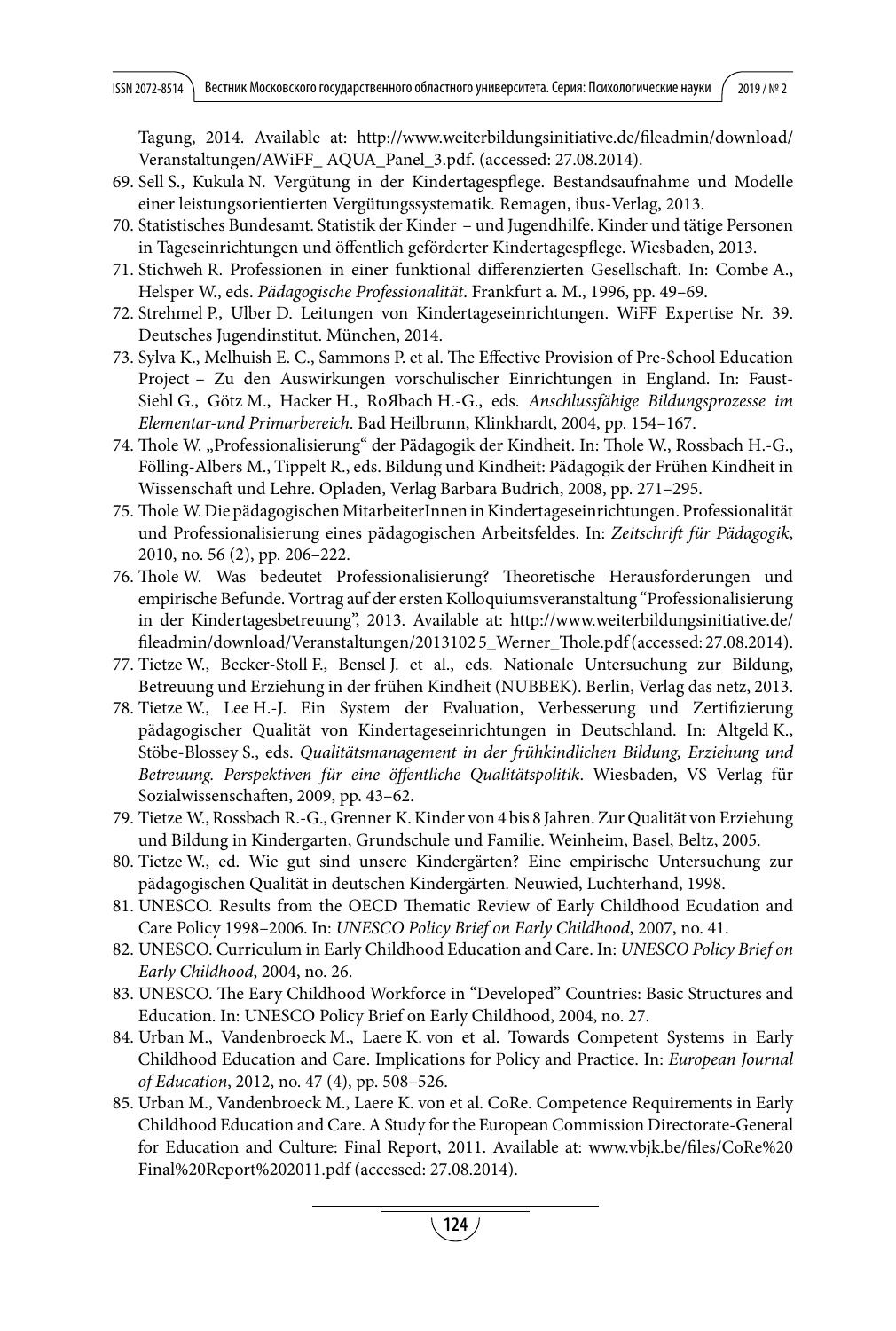Tagung, 2014. Available at: http://www.weiterbildungsinitiative.de/fileadmin/download/Veranstaltungen/AWiFF_ AQUA_Panel_3.pdf. (accessed: 27.08.2014).

69. Sell S., Kukula N. Vergütung in der Kindertagespflege. Bestandsaufnahme und Modelle einer leistungsorientierten Vergütungssystematik. Remagen, ibus-Verlag, 2013.
70. Statistisches Bundesamt. Statistik der Kinder – und Jugendhilfe. Kinder und tätige Personen in Tageseinrichtungen und öffentlich geförderter Kindertagespflege. Wiesbaden, 2013.
71. Stichweh R. Professionen in einer funktional differenzierten Gesellschaft. In: Combe A., Helsper W., eds. *Pädagogische Professionalität*. Frankfurt a. M., 1996, pp. 49–69.
72. Strehmel P., Ulber D. Leitungen von Kindertageseinrichtungen. WiFF Expertise Nr. 39. Deutsches Jugendinstitut. München, 2014.
73. Sylva K., Melhuish E. C., Sammons P. et al. The Effective Provision of Pre-School Education Project – Zu den Auswirkungen vorschulischer Einrichtungen in England. In: Faust-Siehl G., Götz M., Hacker H., RoЯbach H.-G., eds. *Anschlussfähige Bildungsprozesse im Elementar-und Primarbereich*. Bad Heilbrunn, Klinkhardt, 2004, pp. 154–167.
74. Thole W. „Professionalisierung" der Pädagogik der Kindheit. In: Thole W., Rossbach H.-G., Fölling-Albers M., Tippelt R., eds. Bildung und Kindheit: Pädagogik der Frühen Kindheit in Wissenschaft und Lehre. Opladen, Verlag Barbara Budrich, 2008, pp. 271–295.
75. Thole W. Die pädagogischen MitarbeiterInnen in Kindertageseinrichtungen. Professionalität und Professionalisierung eines pädagogischen Arbeitsfeldes. In: *Zeitschrift für Pädagogik*, 2010, no. 56 (2), pp. 206–222.
76. Thole W. Was bedeutet Professionalisierung? Theoretische Herausforderungen und empirische Befunde. Vortrag auf der ersten Kolloquiumsveranstaltung "Professionalisierung in der Kindertagesbetreuung", 2013. Available at: http://www.weiterbildungsinitiative.de/fileadmin/download/Veranstaltungen/2013102 5_Werner_Thole.pdf (accessed: 27.08.2014).
77. Tietze W., Becker-Stoll F., Bensel J. et al., eds. Nationale Untersuchung zur Bildung, Betreuung und Erziehung in der frühen Kindheit (NUBBEK). Berlin, Verlag das netz, 2013.
78. Tietze W., Lee H.-J. Ein System der Evaluation, Verbesserung und Zertifizierung pädagogischer Qualität von Kindertageseinrichtungen in Deutschland. In: Altgeld K., Stöbe-Blossey S., eds. *Qualitätsmanagement in der frühkindlichen Bildung, Erziehung und Betreuung. Perspektiven für eine öffentliche Qualitätspolitik*. Wiesbaden, VS Verlag für Sozialwissenschaften, 2009, pp. 43–62.
79. Tietze W., Rossbach R.-G., Grenner K. Kinder von 4 bis 8 Jahren. Zur Qualität von Erziehung und Bildung in Kindergarten, Grundschule und Familie. Weinheim, Basel, Beltz, 2005.
80. Tietze W., ed. Wie gut sind unsere Kindergärten? Eine empirische Untersuchung zur pädagogischen Qualität in deutschen Kindergärten. Neuwied, Luchterhand, 1998.
81. UNESCO. Results from the OECD Thematic Review of Early Childhood Ecudation and Care Policy 1998–2006. In: *UNESCO Policy Brief on Early Childhood*, 2007, no. 41.
82. UNESCO. Curriculum in Early Childhood Education and Care. In: *UNESCO Policy Brief on Early Childhood*, 2004, no. 26.
83. UNESCO. The Eary Childhood Workforce in "Developed" Countries: Basic Structures and Education. In: UNESCO Policy Brief on Early Childhood, 2004, no. 27.
84. Urban M., Vandenbroeck M., Laere K. von et al. Towards Competent Systems in Early Childhood Education and Care. Implications for Policy and Practice. In: *European Journal of Education*, 2012, no. 47 (4), pp. 508–526.
85. Urban M., Vandenbroeck M., Laere K. von et al. CoRe. Competence Requirements in Early Childhood Education and Care. A Study for the European Commission Directorate-General for Education and Culture: Final Report, 2011. Available at: www.vbjk.be/files/CoRe%20 Final%20Report%202011.pdf (accessed: 27.08.2014).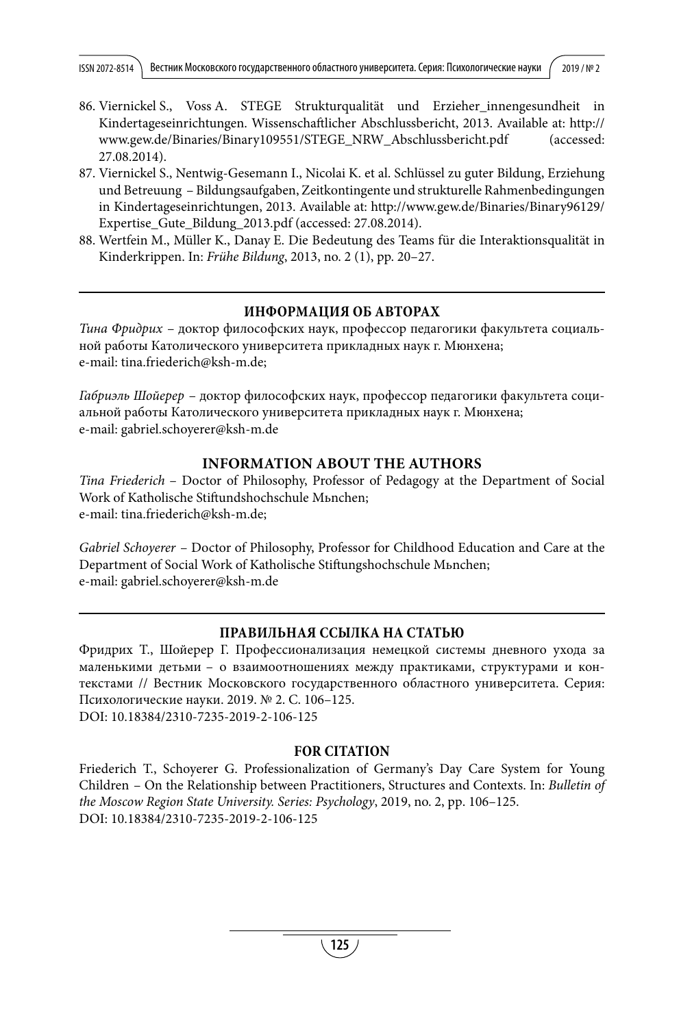86. Viernickel S., Voss A. STEGE Strukturqualität und Erzieher_innengesundheit in Kindertageseinrichtungen. Wissenschaftlicher Abschlussbericht, 2013. Available at: http://www.gew.de/Binaries/Binary109551/STEGE_NRW_Abschlussbericht.pdf (accessed: 27.08.2014).
87. Viernickel S., Nentwig-Gesemann I., Nicolai K. et al. Schlüssel zu guter Bildung, Erziehung und Betreuung – Bildungsaufgaben, Zeitkontingente und strukturelle Rahmenbedingungen in Kindertageseinrichtungen, 2013. Available at: http://www.gew.de/Binaries/Binary96129/Expertise_Gute_Bildung_2013.pdf (accessed: 27.08.2014).
88. Wertfein M., Müller K., Danay E. Die Bedeutung des Teams für die Interaktionsqualität in Kinderkrippen. In: *Frühe Bildung*, 2013, no. 2 (1), pp. 20–27.

---

## ИНФОРМАЦИЯ ОБ АВТОРАХ

*Тина Фридрих* – доктор философских наук, профессор педагогики факультета социальной работы Католического университета прикладных наук г. Мюнхена;
e-mail: tina.friederich@ksh-m.de;

*Габриэль Шойерер* – доктор философских наук, профессор педагогики факультета социальной работы Католического университета прикладных наук г. Мюнхена;
e-mail: gabriel.schoyerer@ksh-m.de

## INFORMATION ABOUT THE AUTHORS

*Tina Friederich* – Doctor of Philosophy, Professor of Pedagogy at the Department of Social Work of Katholische Stiftundshochschule Mьnchen;
e-mail: tina.friederich@ksh-m.de;

*Gabriel Schoyerer* – Doctor of Philosophy, Professor for Childhood Education and Care at the Department of Social Work of Katholische Stiftungshochschule Mьnchen;
e-mail: gabriel.schoyerer@ksh-m.de

---

## ПРАВИЛЬНАЯ ССЫЛКА НА СТАТЬЮ

Фридрих Т., Шойерер Г. Профессионализация немецкой системы дневного ухода за маленькими детьми – о взаимоотношениях между практиками, структурами и контекстами // Вестник Московского государственного областного университета. Серия: Психологические науки. 2019. № 2. С. 106–125.
DOI: 10.18384/2310-7235-2019-2-106-125

## FOR CITATION

Friederich T., Schoyerer G. Professionalization of Germany's Day Care System for Young Children – On the Relationship between Practitioners, Structures and Contexts. In: *Bulletin of the Moscow Region State University. Series: Psychology*, 2019, no. 2, pp. 106–125.
DOI: 10.18384/2310-7235-2019-2-106-125